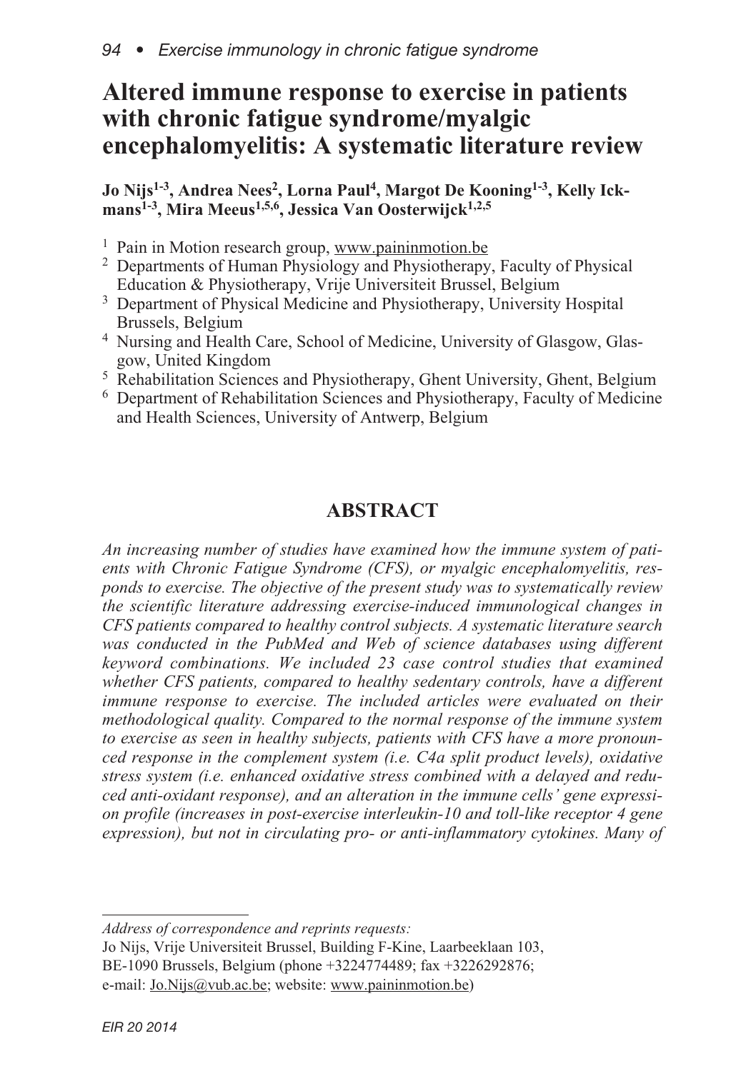# Altered immune response to exercise in patients with chronic fatigue syndrome/myalgic encephalomyelitis: A systematic literature review

**Jo Nijs[1-3], Andrea Nees[2], Lorna Paul[4], Margot De Kooning[1-3], Kelly Ickmans[1-3], Mira Meeus[1,5,6], Jessica Van Oosterwijck[1,2,5]**

[1] Pain in Motion research group, www.paininmotion.be
[2] Departments of Human Physiology and Physiotherapy, Faculty of Physical Education & Physiotherapy, Vrije Universiteit Brussel, Belgium
[3] Department of Physical Medicine and Physiotherapy, University Hospital Brussels, Belgium
[4] Nursing and Health Care, School of Medicine, University of Glasgow, Glasgow, United Kingdom
[5] Rehabilitation Sciences and Physiotherapy, Ghent University, Ghent, Belgium
[6] Department of Rehabilitation Sciences and Physiotherapy, Faculty of Medicine and Health Sciences, University of Antwerp, Belgium

## ABSTRACT

*An increasing number of studies have examined how the immune system of patients with Chronic Fatigue Syndrome (CFS), or myalgic encephalomyelitis, responds to exercise. The objective of the present study was to systematically review the scientific literature addressing exercise-induced immunological changes in CFS patients compared to healthy control subjects. A systematic literature search was conducted in the PubMed and Web of science databases using different keyword combinations. We included 23 case control studies that examined whether CFS patients, compared to healthy sedentary controls, have a different immune response to exercise. The included articles were evaluated on their methodological quality. Compared to the normal response of the immune system to exercise as seen in healthy subjects, patients with CFS have a more pronounced response in the complement system (i.e. C4a split product levels), oxidative stress system (i.e. enhanced oxidative stress combined with a delayed and reduced anti-oxidant response), and an alteration in the immune cells' gene expression profile (increases in post-exercise interleukin-10 and toll-like receptor 4 gene expression), but not in circulating pro- or anti-inflammatory cytokines. Many of*

---

*Address of correspondence and reprints requests:*
Jo Nijs, Vrije Universiteit Brussel, Building F-Kine, Laarbeeklaan 103, BE-1090 Brussels, Belgium (phone +3224774489; fax +3226292876; e-mail: Jo.Nijs@vub.ac.be; website: www.paininmotion.be)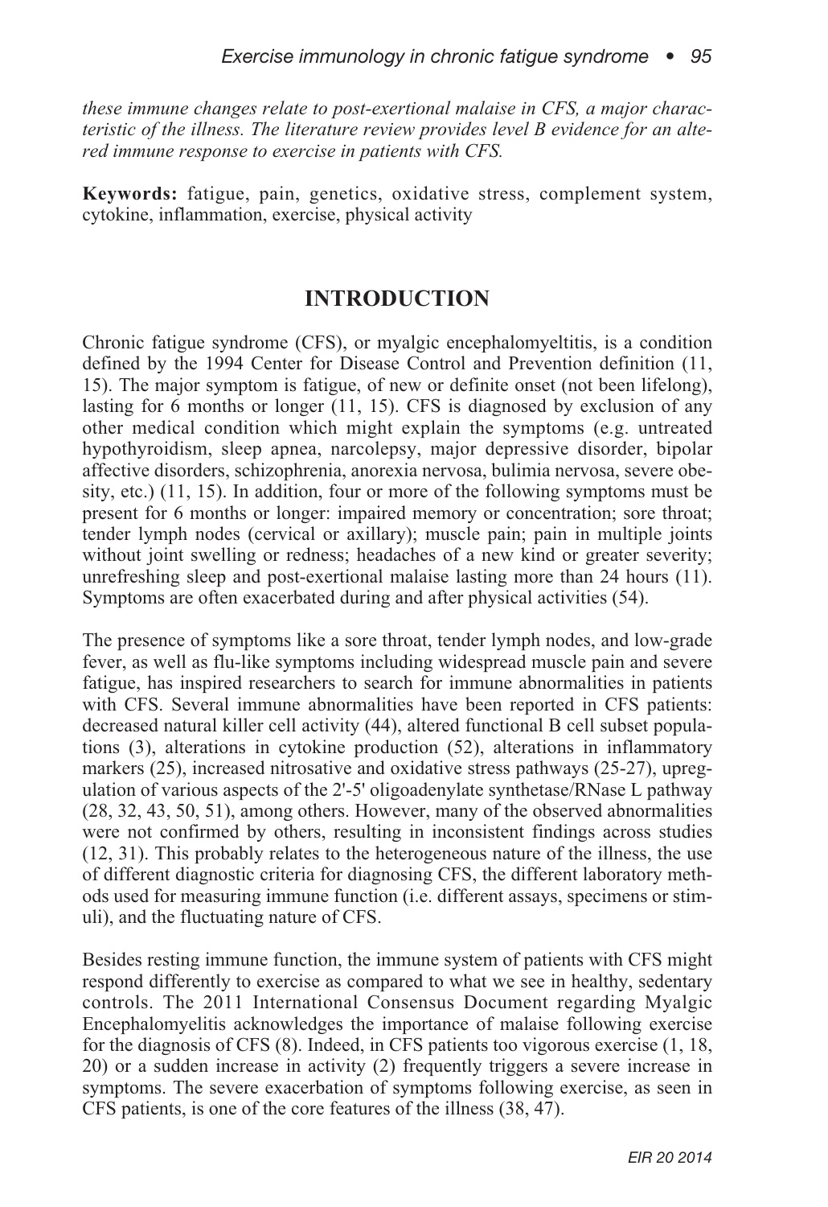*these immune changes relate to post-exertional malaise in CFS, a major characteristic of the illness. The literature review provides level B evidence for an altered immune response to exercise in patients with CFS.*

**Keywords:** fatigue, pain, genetics, oxidative stress, complement system, cytokine, inflammation, exercise, physical activity

## INTRODUCTION

Chronic fatigue syndrome (CFS), or myalgic encephalomyeltitis, is a condition defined by the 1994 Center for Disease Control and Prevention definition (11, 15). The major symptom is fatigue, of new or definite onset (not been lifelong), lasting for 6 months or longer (11, 15). CFS is diagnosed by exclusion of any other medical condition which might explain the symptoms (e.g. untreated hypothyroidism, sleep apnea, narcolepsy, major depressive disorder, bipolar affective disorders, schizophrenia, anorexia nervosa, bulimia nervosa, severe obesity, etc.) (11, 15). In addition, four or more of the following symptoms must be present for 6 months or longer: impaired memory or concentration; sore throat; tender lymph nodes (cervical or axillary); muscle pain; pain in multiple joints without joint swelling or redness; headaches of a new kind or greater severity; unrefreshing sleep and post-exertional malaise lasting more than 24 hours (11). Symptoms are often exacerbated during and after physical activities (54).

The presence of symptoms like a sore throat, tender lymph nodes, and low-grade fever, as well as flu-like symptoms including widespread muscle pain and severe fatigue, has inspired researchers to search for immune abnormalities in patients with CFS. Several immune abnormalities have been reported in CFS patients: decreased natural killer cell activity (44), altered functional B cell subset populations (3), alterations in cytokine production (52), alterations in inflammatory markers (25), increased nitrosative and oxidative stress pathways (25-27), upregulation of various aspects of the 2'-5' oligoadenylate synthetase/RNase L pathway (28, 32, 43, 50, 51), among others. However, many of the observed abnormalities were not confirmed by others, resulting in inconsistent findings across studies (12, 31). This probably relates to the heterogeneous nature of the illness, the use of different diagnostic criteria for diagnosing CFS, the different laboratory methods used for measuring immune function (i.e. different assays, specimens or stimuli), and the fluctuating nature of CFS.

Besides resting immune function, the immune system of patients with CFS might respond differently to exercise as compared to what we see in healthy, sedentary controls. The 2011 International Consensus Document regarding Myalgic Encephalomyelitis acknowledges the importance of malaise following exercise for the diagnosis of CFS (8). Indeed, in CFS patients too vigorous exercise (1, 18, 20) or a sudden increase in activity (2) frequently triggers a severe increase in symptoms. The severe exacerbation of symptoms following exercise, as seen in CFS patients, is one of the core features of the illness (38, 47).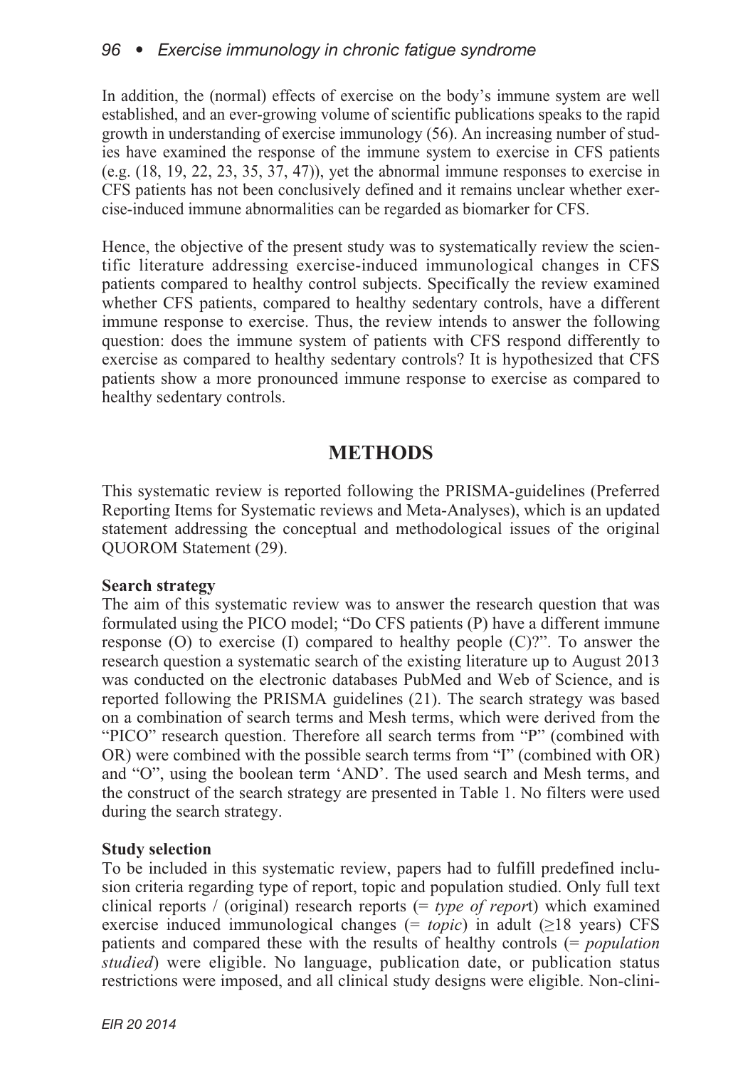In addition, the (normal) effects of exercise on the body's immune system are well established, and an ever-growing volume of scientific publications speaks to the rapid growth in understanding of exercise immunology (56). An increasing number of studies have examined the response of the immune system to exercise in CFS patients (e.g. (18, 19, 22, 23, 35, 37, 47)), yet the abnormal immune responses to exercise in CFS patients has not been conclusively defined and it remains unclear whether exercise-induced immune abnormalities can be regarded as biomarker for CFS.

Hence, the objective of the present study was to systematically review the scientific literature addressing exercise-induced immunological changes in CFS patients compared to healthy control subjects. Specifically the review examined whether CFS patients, compared to healthy sedentary controls, have a different immune response to exercise. Thus, the review intends to answer the following question: does the immune system of patients with CFS respond differently to exercise as compared to healthy sedentary controls? It is hypothesized that CFS patients show a more pronounced immune response to exercise as compared to healthy sedentary controls.

## METHODS

This systematic review is reported following the PRISMA-guidelines (Preferred Reporting Items for Systematic reviews and Meta-Analyses), which is an updated statement addressing the conceptual and methodological issues of the original QUOROM Statement (29).

**Search strategy**

The aim of this systematic review was to answer the research question that was formulated using the PICO model; "Do CFS patients (P) have a different immune response (O) to exercise (I) compared to healthy people (C)?". To answer the research question a systematic search of the existing literature up to August 2013 was conducted on the electronic databases PubMed and Web of Science, and is reported following the PRISMA guidelines (21). The search strategy was based on a combination of search terms and Mesh terms, which were derived from the "PICO" research question. Therefore all search terms from "P" (combined with OR) were combined with the possible search terms from "I" (combined with OR) and "O", using the boolean term 'AND'. The used search and Mesh terms, and the construct of the search strategy are presented in Table 1. No filters were used during the search strategy.

**Study selection**

To be included in this systematic review, papers had to fulfill predefined inclusion criteria regarding type of report, topic and population studied. Only full text clinical reports / (original) research reports (= *type of report*) which examined exercise induced immunological changes (= *topic*) in adult (≥18 years) CFS patients and compared these with the results of healthy controls (= *population studied*) were eligible. No language, publication date, or publication status restrictions were imposed, and all clinical study designs were eligible. Non-clini-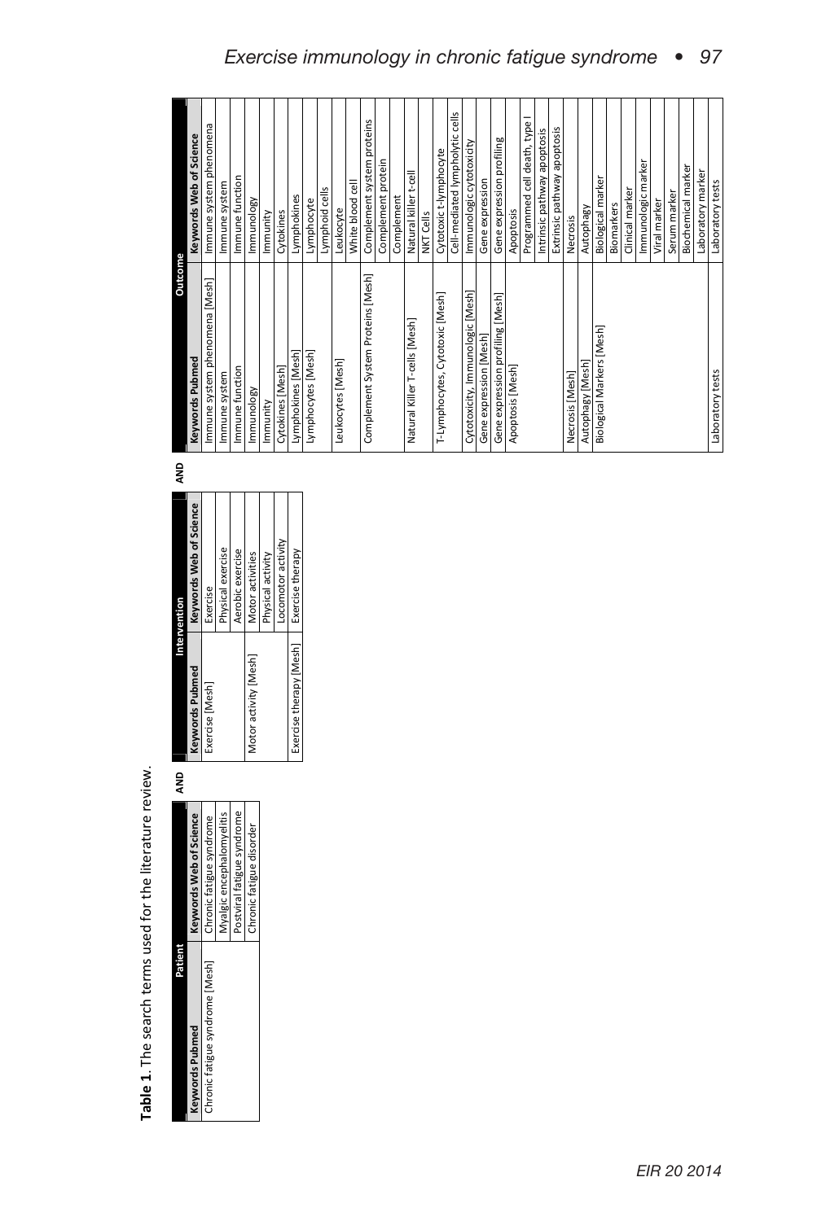**Table 1.** The search terms used for the literature review.

| Patient | | AND | Intervention | | AND | Outcome | |
|---|---|---|---|---|---|---|---|
| Keywords Pubmed | Keywords Web of Science | | Keywords Pubmed | Keywords Web of Science | | Keywords Pubmed | Keywords Web of Science |
| Chronic fatigue syndrome [Mesh] | Chronic fatigue syndrome | | Exercise [Mesh] | Exercise | | Immune system phenomena [Mesh] | Immune system phenomena |
| | Myalgic encephalomyelitis | | | Physical exercise | | Immune system | Immune system |
| | Postviral fatigue syndrome | | | Aerobic exercise | | Immune function | Immune function |
| | Chronic fatigue disorder | | Motor activity [Mesh] | Motor activities | | Immunology | Immunology |
| | | | | Physical activity | | Immunity | Immunity |
| | | | | Locomotor activity | | Cytokines [Mesh] | Cytokines |
| | | | Exercise therapy [Mesh] | Exercise therapy | | Lymphokines [Mesh] | Lymphokines |
| | | | | | | Lymphocytes [Mesh] | Lymphocyte |
| | | | | | | | Lymphoid cells |
| | | | | | | Leukocytes [Mesh] | Leukocyte |
| | | | | | | | White blood cell |
| | | | | | | Complement System Proteins [Mesh] | Complement system proteins |
| | | | | | | | Complement protein |
| | | | | | | | Complement |
| | | | | | | Natural Killer T-cells [Mesh] | Natural killer t-cell |
| | | | | | | | NKT Cells |
| | | | | | | T-Lymphocytes, Cytotoxic [Mesh] | Cytotoxic t-lymphocyte |
| | | | | | | | Cell-mediated lympholytic cells |
| | | | | | | Cytotoxicity, Immunologic [Mesh] | Immunologic cytotoxicity |
| | | | | | | Gene expression [Mesh] | Gene expression |
| | | | | | | Gene expression profiling [Mesh] | Gene expression profiling |
| | | | | | | Apoptosis [Mesh] | Apoptosis |
| | | | | | | | Programmed cell death, type I |
| | | | | | | | Intrinsic pathway apoptosis |
| | | | | | | | Extrinsic pathway apoptosis |
| | | | | | | Necrosis [Mesh] | Necrosis |
| | | | | | | Autophagy [Mesh] | Autophagy |
| | | | | | | Biological Markers [Mesh] | Biological marker |
| | | | | | | | Biomarkers |
| | | | | | | | Clinical marker |
| | | | | | | | Immunologic marker |
| | | | | | | | Viral marker |
| | | | | | | | Serum marker |
| | | | | | | | Biochemical marker |
| | | | | | | | Laboratory marker |
| | | | | | | Laboratory tests | Laboratory tests |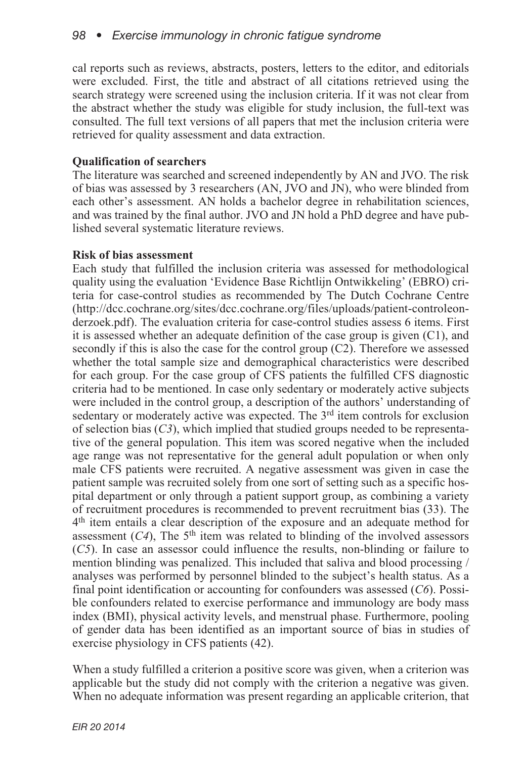cal reports such as reviews, abstracts, posters, letters to the editor, and editorials were excluded. First, the title and abstract of all citations retrieved using the search strategy were screened using the inclusion criteria. If it was not clear from the abstract whether the study was eligible for study inclusion, the full-text was consulted. The full text versions of all papers that met the inclusion criteria were retrieved for quality assessment and data extraction.

**Qualification of searchers**

The literature was searched and screened independently by AN and JVO. The risk of bias was assessed by 3 researchers (AN, JVO and JN), who were blinded from each other's assessment. AN holds a bachelor degree in rehabilitation sciences, and was trained by the final author. JVO and JN hold a PhD degree and have published several systematic literature reviews.

**Risk of bias assessment**

Each study that fulfilled the inclusion criteria was assessed for methodological quality using the evaluation 'Evidence Base Richtlijn Ontwikkeling' (EBRO) criteria for case-control studies as recommended by The Dutch Cochrane Centre (http://dcc.cochrane.org/sites/dcc.cochrane.org/files/uploads/patient-controleonderzoek.pdf). The evaluation criteria for case-control studies assess 6 items. First it is assessed whether an adequate definition of the case group is given (C1), and secondly if this is also the case for the control group (C2). Therefore we assessed whether the total sample size and demographical characteristics were described for each group. For the case group of CFS patients the fulfilled CFS diagnostic criteria had to be mentioned. In case only sedentary or moderately active subjects were included in the control group, a description of the authors' understanding of sedentary or moderately active was expected. The 3rd item controls for exclusion of selection bias (*C3*), which implied that studied groups needed to be representative of the general population. This item was scored negative when the included age range was not representative for the general adult population or when only male CFS patients were recruited. A negative assessment was given in case the patient sample was recruited solely from one sort of setting such as a specific hospital department or only through a patient support group, as combining a variety of recruitment procedures is recommended to prevent recruitment bias (33). The 4th item entails a clear description of the exposure and an adequate method for assessment (*C4*), The 5th item was related to blinding of the involved assessors (*C5*). In case an assessor could influence the results, non-blinding or failure to mention blinding was penalized. This included that saliva and blood processing / analyses was performed by personnel blinded to the subject's health status. As a final point identification or accounting for confounders was assessed (*C6*). Possible confounders related to exercise performance and immunology are body mass index (BMI), physical activity levels, and menstrual phase. Furthermore, pooling of gender data has been identified as an important source of bias in studies of exercise physiology in CFS patients (42).

When a study fulfilled a criterion a positive score was given, when a criterion was applicable but the study did not comply with the criterion a negative was given. When no adequate information was present regarding an applicable criterion, that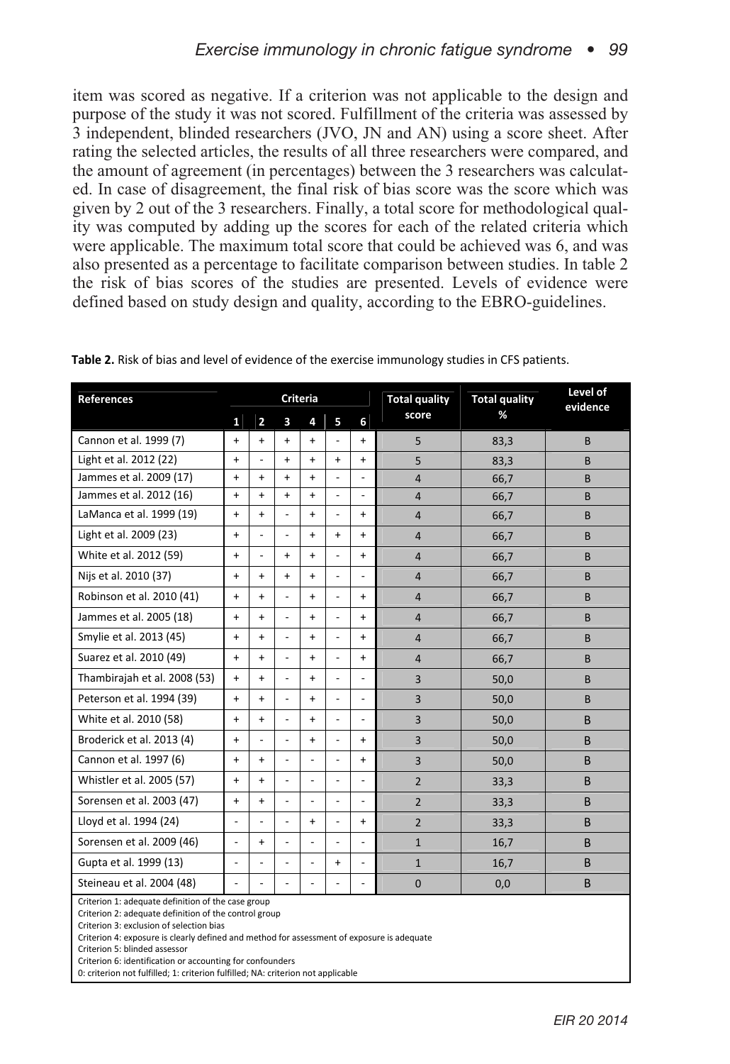item was scored as negative. If a criterion was not applicable to the design and purpose of the study it was not scored. Fulfillment of the criteria was assessed by 3 independent, blinded researchers (JVO, JN and AN) using a score sheet. After rating the selected articles, the results of all three researchers were compared, and the amount of agreement (in percentages) between the 3 researchers was calculated. In case of disagreement, the final risk of bias score was the score which was given by 2 out of the 3 researchers. Finally, a total score for methodological quality was computed by adding up the scores for each of the related criteria which were applicable. The maximum total score that could be achieved was 6, and was also presented as a percentage to facilitate comparison between studies. In table 2 the risk of bias scores of the studies are presented. Levels of evidence were defined based on study design and quality, according to the EBRO-guidelines.

**Table 2.** Risk of bias and level of evidence of the exercise immunology studies in CFS patients.

| References | Criteria | | | | | | Total quality score | Total quality % | Level of evidence |
|---|---|---|---|---|---|---|---|---|---|
| | 1 | 2 | 3 | 4 | 5 | 6 | | | |
| Cannon et al. 1999 (7) | + | + | + | + | - | + | 5 | 83,3 | B |
| Light et al. 2012 (22) | + | - | + | + | + | + | 5 | 83,3 | B |
| Jammes et al. 2009 (17) | + | + | + | + | - | - | 4 | 66,7 | B |
| Jammes et al. 2012 (16) | + | + | + | + | - | - | 4 | 66,7 | B |
| LaManca et al. 1999 (19) | + | + | - | + | - | + | 4 | 66,7 | B |
| Light et al. 2009 (23) | + | - | - | + | + | + | 4 | 66,7 | B |
| White et al. 2012 (59) | + | - | + | + | - | + | 4 | 66,7 | B |
| Nijs et al. 2010 (37) | + | + | + | + | - | - | 4 | 66,7 | B |
| Robinson et al. 2010 (41) | + | + | - | + | - | + | 4 | 66,7 | B |
| Jammes et al. 2005 (18) | + | + | - | + | - | + | 4 | 66,7 | B |
| Smylie et al. 2013 (45) | + | + | - | + | - | + | 4 | 66,7 | B |
| Suarez et al. 2010 (49) | + | + | - | + | - | + | 4 | 66,7 | B |
| Thambirajah et al. 2008 (53) | + | + | - | + | - | - | 3 | 50,0 | B |
| Peterson et al. 1994 (39) | + | + | - | + | - | - | 3 | 50,0 | B |
| White et al. 2010 (58) | + | + | - | + | - | - | 3 | 50,0 | B |
| Broderick et al. 2013 (4) | + | - | - | + | - | + | 3 | 50,0 | B |
| Cannon et al. 1997 (6) | + | + | - | - | - | + | 3 | 50,0 | B |
| Whistler et al. 2005 (57) | + | + | - | - | - | - | 2 | 33,3 | B |
| Sorensen et al. 2003 (47) | + | + | - | - | - | - | 2 | 33,3 | B |
| Lloyd et al. 1994 (24) | - | - | - | + | - | + | 2 | 33,3 | B |
| Sorensen et al. 2009 (46) | - | + | - | - | - | - | 1 | 16,7 | B |
| Gupta et al. 1999 (13) | - | - | - | - | + | - | 1 | 16,7 | B |
| Steineau et al. 2004 (48) | - | - | - | - | - | - | 0 | 0,0 | B |

Criterion 1: adequate definition of the case group
Criterion 2: adequate definition of the control group
Criterion 3: exclusion of selection bias
Criterion 4: exposure is clearly defined and method for assessment of exposure is adequate
Criterion 5: blinded assessor
Criterion 6: identification or accounting for confounders
0: criterion not fulfilled; 1: criterion fulfilled; NA: criterion not applicable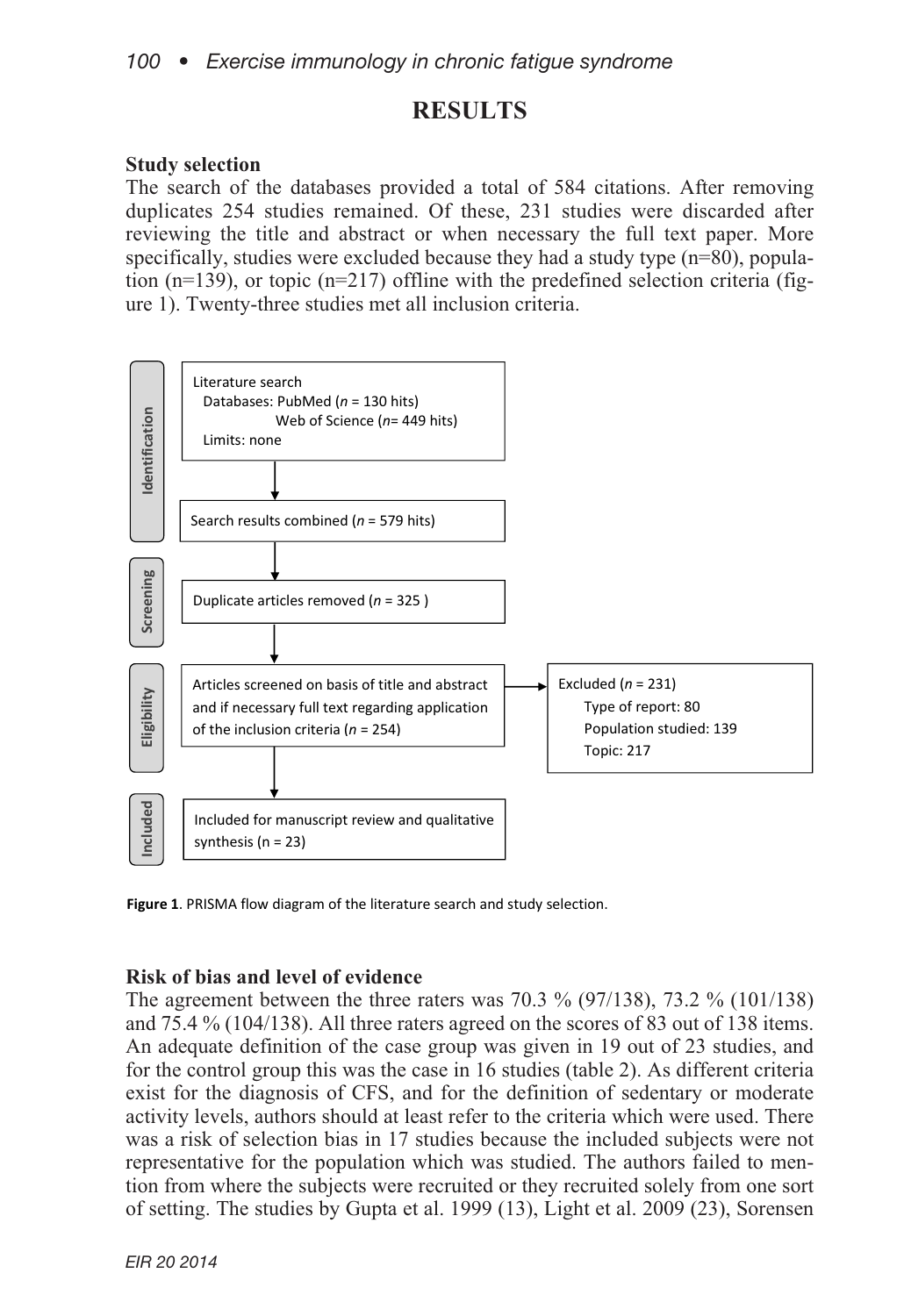# RESULTS

### Study selection

The search of the databases provided a total of 584 citations. After removing duplicates 254 studies remained. Of these, 231 studies were discarded after reviewing the title and abstract or when necessary the full text paper. More specifically, studies were excluded because they had a study type (n=80), population (n=139), or topic (n=217) offline with the predefined selection criteria (figure 1). Twenty-three studies met all inclusion criteria.

**Identification**

Literature search
Databases: PubMed (*n* = 130 hits)
Web of Science (*n*= 449 hits)
Limits: none

↓

Search results combined (*n* = 579 hits)

**Screening**

↓

Duplicate articles removed (*n* = 325 )

**Eligibility**

↓

Articles screened on basis of title and abstract and if necessary full text regarding application of the inclusion criteria (*n* = 254)

→ Excluded (*n* = 231)
Type of report: 80
Population studied: 139
Topic: 217

**Included**

↓

Included for manuscript review and qualitative synthesis (n = 23)

**Figure 1**. PRISMA flow diagram of the literature search and study selection.

### Risk of bias and level of evidence

The agreement between the three raters was 70.3 % (97/138), 73.2 % (101/138) and 75.4 % (104/138). All three raters agreed on the scores of 83 out of 138 items. An adequate definition of the case group was given in 19 out of 23 studies, and for the control group this was the case in 16 studies (table 2). As different criteria exist for the diagnosis of CFS, and for the definition of sedentary or moderate activity levels, authors should at least refer to the criteria which were used. There was a risk of selection bias in 17 studies because the included subjects were not representative for the population which was studied. The authors failed to mention from where the subjects were recruited or they recruited solely from one sort of setting. The studies by Gupta et al. 1999 (13), Light et al. 2009 (23), Sorensen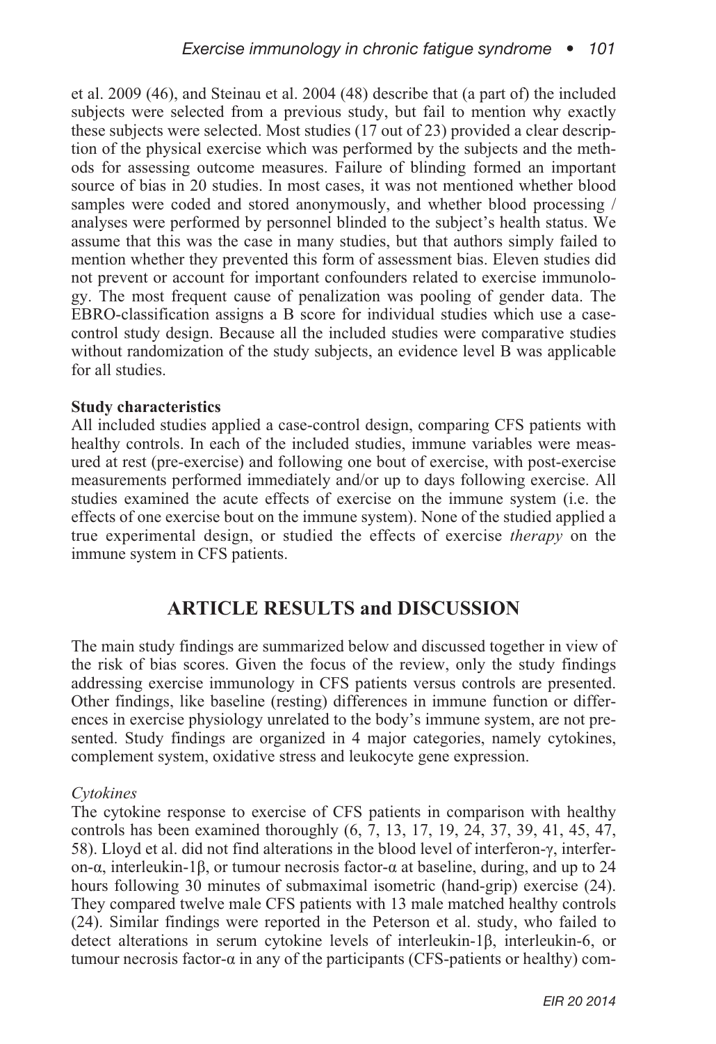et al. 2009 (46), and Steinau et al. 2004 (48) describe that (a part of) the included subjects were selected from a previous study, but fail to mention why exactly these subjects were selected. Most studies (17 out of 23) provided a clear description of the physical exercise which was performed by the subjects and the methods for assessing outcome measures. Failure of blinding formed an important source of bias in 20 studies. In most cases, it was not mentioned whether blood samples were coded and stored anonymously, and whether blood processing / analyses were performed by personnel blinded to the subject's health status. We assume that this was the case in many studies, but that authors simply failed to mention whether they prevented this form of assessment bias. Eleven studies did not prevent or account for important confounders related to exercise immunology. The most frequent cause of penalization was pooling of gender data. The EBRO-classification assigns a B score for individual studies which use a case-control study design. Because all the included studies were comparative studies without randomization of the study subjects, an evidence level B was applicable for all studies.

**Study characteristics**

All included studies applied a case-control design, comparing CFS patients with healthy controls. In each of the included studies, immune variables were measured at rest (pre-exercise) and following one bout of exercise, with post-exercise measurements performed immediately and/or up to days following exercise. All studies examined the acute effects of exercise on the immune system (i.e. the effects of one exercise bout on the immune system). None of the studied applied a true experimental design, or studied the effects of exercise *therapy* on the immune system in CFS patients.

## ARTICLE RESULTS and DISCUSSION

The main study findings are summarized below and discussed together in view of the risk of bias scores. Given the focus of the review, only the study findings addressing exercise immunology in CFS patients versus controls are presented. Other findings, like baseline (resting) differences in immune function or differences in exercise physiology unrelated to the body's immune system, are not presented. Study findings are organized in 4 major categories, namely cytokines, complement system, oxidative stress and leukocyte gene expression.

*Cytokines*

The cytokine response to exercise of CFS patients in comparison with healthy controls has been examined thoroughly (6, 7, 13, 17, 19, 24, 37, 39, 41, 45, 47, 58). Lloyd et al. did not find alterations in the blood level of interferon-γ, interferon-α, interleukin-1β, or tumour necrosis factor-α at baseline, during, and up to 24 hours following 30 minutes of submaximal isometric (hand-grip) exercise (24). They compared twelve male CFS patients with 13 male matched healthy controls (24). Similar findings were reported in the Peterson et al. study, who failed to detect alterations in serum cytokine levels of interleukin-1β, interleukin-6, or tumour necrosis factor-α in any of the participants (CFS-patients or healthy) com-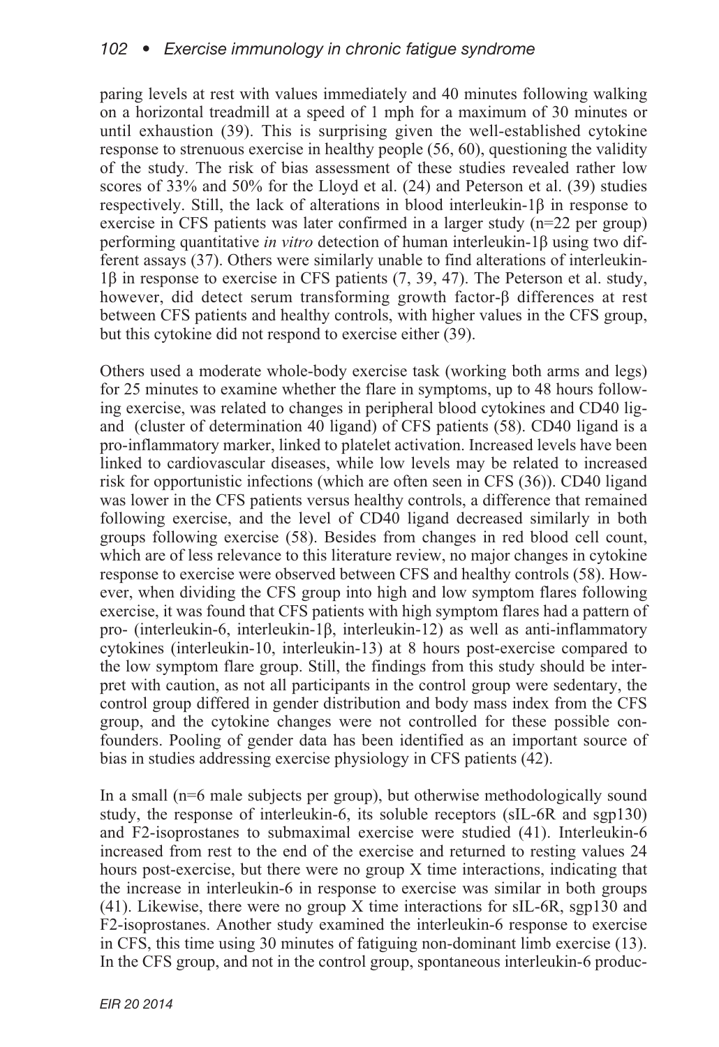paring levels at rest with values immediately and 40 minutes following walking on a horizontal treadmill at a speed of 1 mph for a maximum of 30 minutes or until exhaustion (39). This is surprising given the well-established cytokine response to strenuous exercise in healthy people (56, 60), questioning the validity of the study. The risk of bias assessment of these studies revealed rather low scores of 33% and 50% for the Lloyd et al. (24) and Peterson et al. (39) studies respectively. Still, the lack of alterations in blood interleukin-1β in response to exercise in CFS patients was later confirmed in a larger study (n=22 per group) performing quantitative *in vitro* detection of human interleukin-1β using two different assays (37). Others were similarly unable to find alterations of interleukin-1β in response to exercise in CFS patients (7, 39, 47). The Peterson et al. study, however, did detect serum transforming growth factor-β differences at rest between CFS patients and healthy controls, with higher values in the CFS group, but this cytokine did not respond to exercise either (39).

Others used a moderate whole-body exercise task (working both arms and legs) for 25 minutes to examine whether the flare in symptoms, up to 48 hours following exercise, was related to changes in peripheral blood cytokines and CD40 ligand (cluster of determination 40 ligand) of CFS patients (58). CD40 ligand is a pro-inflammatory marker, linked to platelet activation. Increased levels have been linked to cardiovascular diseases, while low levels may be related to increased risk for opportunistic infections (which are often seen in CFS (36)). CD40 ligand was lower in the CFS patients versus healthy controls, a difference that remained following exercise, and the level of CD40 ligand decreased similarly in both groups following exercise (58). Besides from changes in red blood cell count, which are of less relevance to this literature review, no major changes in cytokine response to exercise were observed between CFS and healthy controls (58). However, when dividing the CFS group into high and low symptom flares following exercise, it was found that CFS patients with high symptom flares had a pattern of pro- (interleukin-6, interleukin-1β, interleukin-12) as well as anti-inflammatory cytokines (interleukin-10, interleukin-13) at 8 hours post-exercise compared to the low symptom flare group. Still, the findings from this study should be interpret with caution, as not all participants in the control group were sedentary, the control group differed in gender distribution and body mass index from the CFS group, and the cytokine changes were not controlled for these possible confounders. Pooling of gender data has been identified as an important source of bias in studies addressing exercise physiology in CFS patients (42).

In a small (n=6 male subjects per group), but otherwise methodologically sound study, the response of interleukin-6, its soluble receptors (sIL-6R and sgp130) and F2-isoprostanes to submaximal exercise were studied (41). Interleukin-6 increased from rest to the end of the exercise and returned to resting values 24 hours post-exercise, but there were no group X time interactions, indicating that the increase in interleukin-6 in response to exercise was similar in both groups (41). Likewise, there were no group X time interactions for sIL-6R, sgp130 and F2-isoprostanes. Another study examined the interleukin-6 response to exercise in CFS, this time using 30 minutes of fatiguing non-dominant limb exercise (13). In the CFS group, and not in the control group, spontaneous interleukin-6 produc-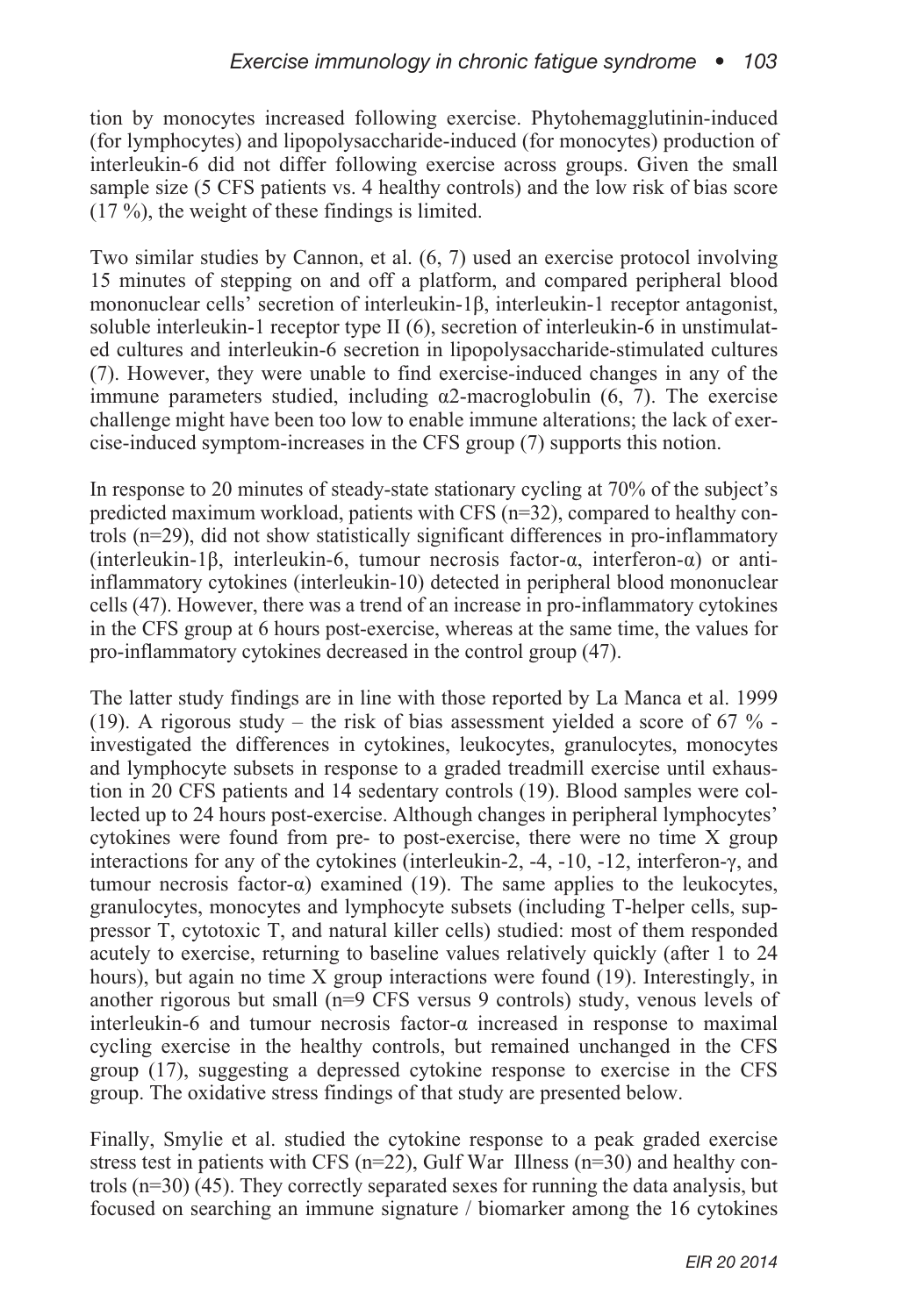tion by monocytes increased following exercise. Phytohemagglutinin-induced (for lymphocytes) and lipopolysaccharide-induced (for monocytes) production of interleukin-6 did not differ following exercise across groups. Given the small sample size (5 CFS patients vs. 4 healthy controls) and the low risk of bias score (17 %), the weight of these findings is limited.

Two similar studies by Cannon, et al. (6, 7) used an exercise protocol involving 15 minutes of stepping on and off a platform, and compared peripheral blood mononuclear cells' secretion of interleukin-1β, interleukin-1 receptor antagonist, soluble interleukin-1 receptor type II (6), secretion of interleukin-6 in unstimulated cultures and interleukin-6 secretion in lipopolysaccharide-stimulated cultures (7). However, they were unable to find exercise-induced changes in any of the immune parameters studied, including α2-macroglobulin (6, 7). The exercise challenge might have been too low to enable immune alterations; the lack of exercise-induced symptom-increases in the CFS group (7) supports this notion.

In response to 20 minutes of steady-state stationary cycling at 70% of the subject's predicted maximum workload, patients with CFS (n=32), compared to healthy controls (n=29), did not show statistically significant differences in pro-inflammatory (interleukin-1β, interleukin-6, tumour necrosis factor-α, interferon-α) or anti-inflammatory cytokines (interleukin-10) detected in peripheral blood mononuclear cells (47). However, there was a trend of an increase in pro-inflammatory cytokines in the CFS group at 6 hours post-exercise, whereas at the same time, the values for pro-inflammatory cytokines decreased in the control group (47).

The latter study findings are in line with those reported by La Manca et al. 1999 (19). A rigorous study – the risk of bias assessment yielded a score of 67 % - investigated the differences in cytokines, leukocytes, granulocytes, monocytes and lymphocyte subsets in response to a graded treadmill exercise until exhaustion in 20 CFS patients and 14 sedentary controls (19). Blood samples were collected up to 24 hours post-exercise. Although changes in peripheral lymphocytes' cytokines were found from pre- to post-exercise, there were no time X group interactions for any of the cytokines (interleukin-2, -4, -10, -12, interferon-γ, and tumour necrosis factor-α) examined (19). The same applies to the leukocytes, granulocytes, monocytes and lymphocyte subsets (including T-helper cells, suppressor T, cytotoxic T, and natural killer cells) studied: most of them responded acutely to exercise, returning to baseline values relatively quickly (after 1 to 24 hours), but again no time X group interactions were found (19). Interestingly, in another rigorous but small (n=9 CFS versus 9 controls) study, venous levels of interleukin-6 and tumour necrosis factor-α increased in response to maximal cycling exercise in the healthy controls, but remained unchanged in the CFS group (17), suggesting a depressed cytokine response to exercise in the CFS group. The oxidative stress findings of that study are presented below.

Finally, Smylie et al. studied the cytokine response to a peak graded exercise stress test in patients with CFS (n=22), Gulf War Illness (n=30) and healthy controls (n=30) (45). They correctly separated sexes for running the data analysis, but focused on searching an immune signature / biomarker among the 16 cytokines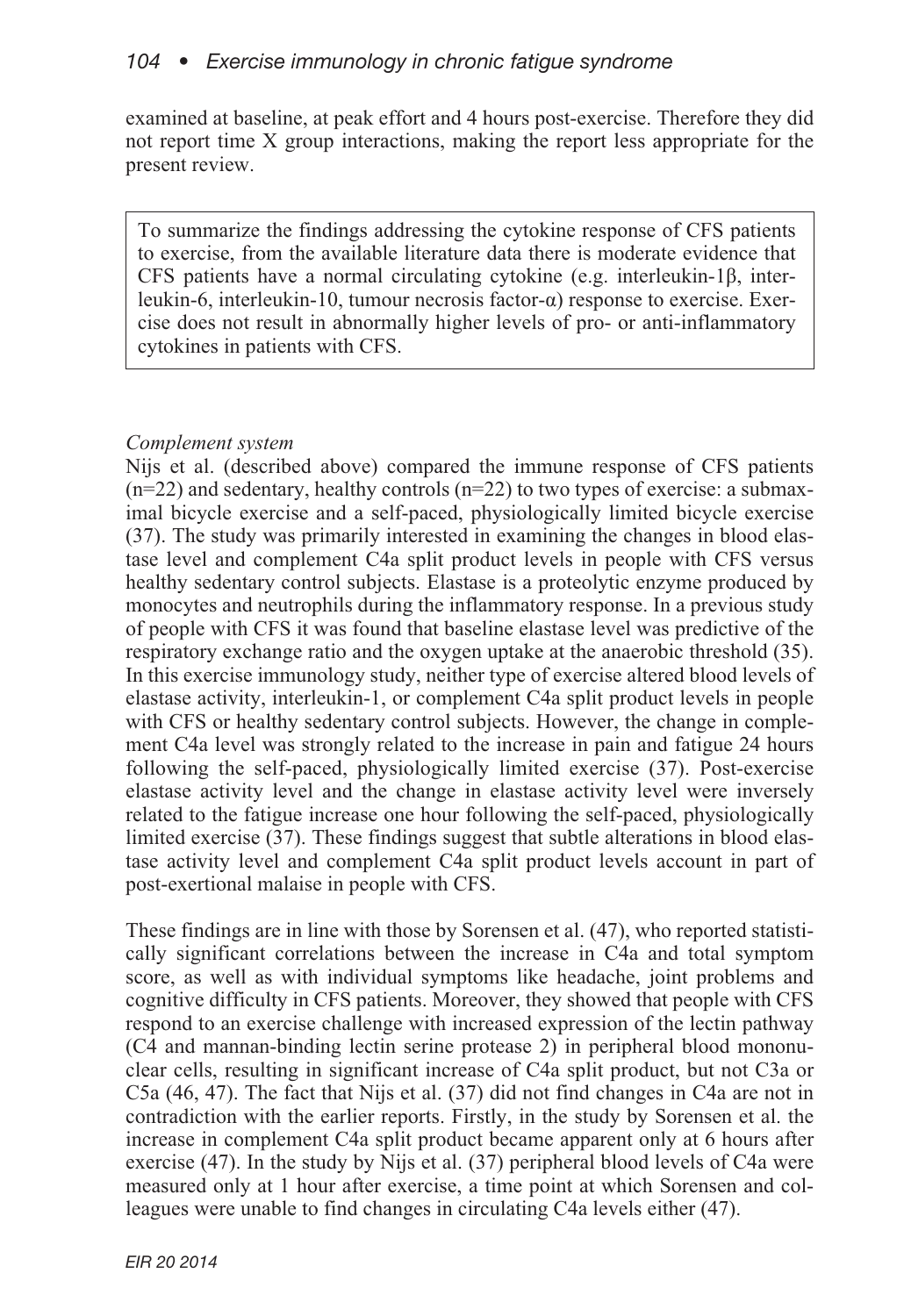examined at baseline, at peak effort and 4 hours post-exercise. Therefore they did not report time X group interactions, making the report less appropriate for the present review.

> To summarize the findings addressing the cytokine response of CFS patients to exercise, from the available literature data there is moderate evidence that CFS patients have a normal circulating cytokine (e.g. interleukin-1β, interleukin-6, interleukin-10, tumour necrosis factor-α) response to exercise. Exercise does not result in abnormally higher levels of pro- or anti-inflammatory cytokines in patients with CFS.

*Complement system*

Nijs et al. (described above) compared the immune response of CFS patients (n=22) and sedentary, healthy controls (n=22) to two types of exercise: a submaximal bicycle exercise and a self-paced, physiologically limited bicycle exercise (37). The study was primarily interested in examining the changes in blood elastase level and complement C4a split product levels in people with CFS versus healthy sedentary control subjects. Elastase is a proteolytic enzyme produced by monocytes and neutrophils during the inflammatory response. In a previous study of people with CFS it was found that baseline elastase level was predictive of the respiratory exchange ratio and the oxygen uptake at the anaerobic threshold (35). In this exercise immunology study, neither type of exercise altered blood levels of elastase activity, interleukin-1, or complement C4a split product levels in people with CFS or healthy sedentary control subjects. However, the change in complement C4a level was strongly related to the increase in pain and fatigue 24 hours following the self-paced, physiologically limited exercise (37). Post-exercise elastase activity level and the change in elastase activity level were inversely related to the fatigue increase one hour following the self-paced, physiologically limited exercise (37). These findings suggest that subtle alterations in blood elastase activity level and complement C4a split product levels account in part of post-exertional malaise in people with CFS.

These findings are in line with those by Sorensen et al. (47), who reported statistically significant correlations between the increase in C4a and total symptom score, as well as with individual symptoms like headache, joint problems and cognitive difficulty in CFS patients. Moreover, they showed that people with CFS respond to an exercise challenge with increased expression of the lectin pathway (C4 and mannan-binding lectin serine protease 2) in peripheral blood mononuclear cells, resulting in significant increase of C4a split product, but not C3a or C5a (46, 47). The fact that Nijs et al. (37) did not find changes in C4a are not in contradiction with the earlier reports. Firstly, in the study by Sorensen et al. the increase in complement C4a split product became apparent only at 6 hours after exercise (47). In the study by Nijs et al. (37) peripheral blood levels of C4a were measured only at 1 hour after exercise, a time point at which Sorensen and colleagues were unable to find changes in circulating C4a levels either (47).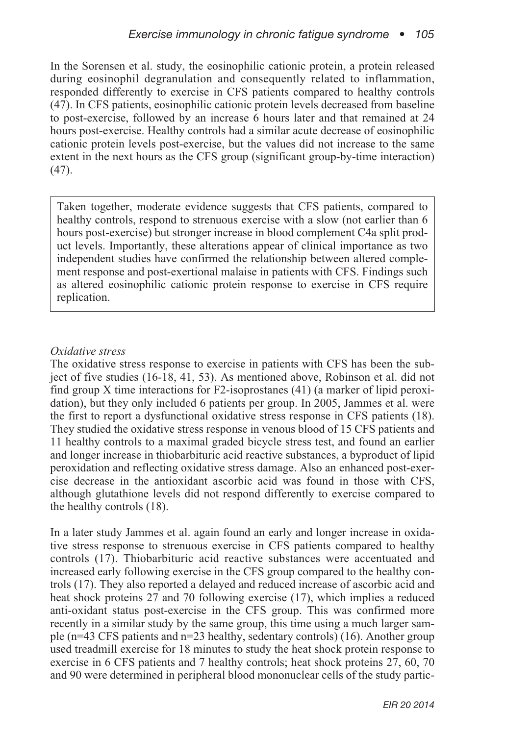In the Sorensen et al. study, the eosinophilic cationic protein, a protein released during eosinophil degranulation and consequently related to inflammation, responded differently to exercise in CFS patients compared to healthy controls (47). In CFS patients, eosinophilic cationic protein levels decreased from baseline to post-exercise, followed by an increase 6 hours later and that remained at 24 hours post-exercise. Healthy controls had a similar acute decrease of eosinophilic cationic protein levels post-exercise, but the values did not increase to the same extent in the next hours as the CFS group (significant group-by-time interaction) (47).

> Taken together, moderate evidence suggests that CFS patients, compared to healthy controls, respond to strenuous exercise with a slow (not earlier than 6 hours post-exercise) but stronger increase in blood complement C4a split product levels. Importantly, these alterations appear of clinical importance as two independent studies have confirmed the relationship between altered complement response and post-exertional malaise in patients with CFS. Findings such as altered eosinophilic cationic protein response to exercise in CFS require replication.

*Oxidative stress*

The oxidative stress response to exercise in patients with CFS has been the subject of five studies (16-18, 41, 53). As mentioned above, Robinson et al. did not find group X time interactions for F2-isoprostanes (41) (a marker of lipid peroxidation), but they only included 6 patients per group. In 2005, Jammes et al. were the first to report a dysfunctional oxidative stress response in CFS patients (18). They studied the oxidative stress response in venous blood of 15 CFS patients and 11 healthy controls to a maximal graded bicycle stress test, and found an earlier and longer increase in thiobarbituric acid reactive substances, a byproduct of lipid peroxidation and reflecting oxidative stress damage. Also an enhanced post-exercise decrease in the antioxidant ascorbic acid was found in those with CFS, although glutathione levels did not respond differently to exercise compared to the healthy controls (18).

In a later study Jammes et al. again found an early and longer increase in oxidative stress response to strenuous exercise in CFS patients compared to healthy controls (17). Thiobarbituric acid reactive substances were accentuated and increased early following exercise in the CFS group compared to the healthy controls (17). They also reported a delayed and reduced increase of ascorbic acid and heat shock proteins 27 and 70 following exercise (17), which implies a reduced anti-oxidant status post-exercise in the CFS group. This was confirmed more recently in a similar study by the same group, this time using a much larger sample (n=43 CFS patients and n=23 healthy, sedentary controls) (16). Another group used treadmill exercise for 18 minutes to study the heat shock protein response to exercise in 6 CFS patients and 7 healthy controls; heat shock proteins 27, 60, 70 and 90 were determined in peripheral blood mononuclear cells of the study partic-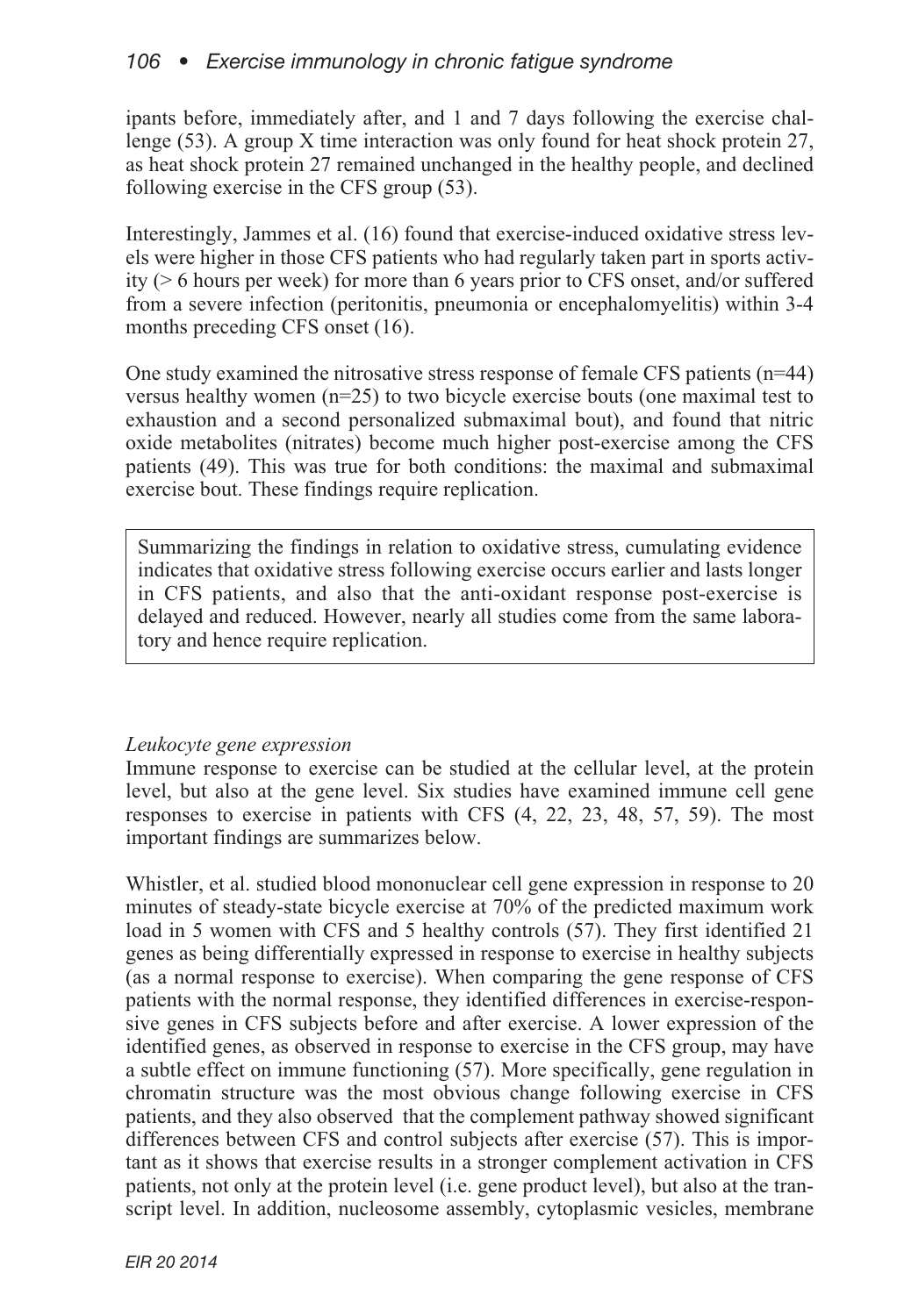ipants before, immediately after, and 1 and 7 days following the exercise challenge (53). A group X time interaction was only found for heat shock protein 27, as heat shock protein 27 remained unchanged in the healthy people, and declined following exercise in the CFS group (53).

Interestingly, Jammes et al. (16) found that exercise-induced oxidative stress levels were higher in those CFS patients who had regularly taken part in sports activity (> 6 hours per week) for more than 6 years prior to CFS onset, and/or suffered from a severe infection (peritonitis, pneumonia or encephalomyelitis) within 3-4 months preceding CFS onset (16).

One study examined the nitrosative stress response of female CFS patients (n=44) versus healthy women (n=25) to two bicycle exercise bouts (one maximal test to exhaustion and a second personalized submaximal bout), and found that nitric oxide metabolites (nitrates) become much higher post-exercise among the CFS patients (49). This was true for both conditions: the maximal and submaximal exercise bout. These findings require replication.

> Summarizing the findings in relation to oxidative stress, cumulating evidence indicates that oxidative stress following exercise occurs earlier and lasts longer in CFS patients, and also that the anti-oxidant response post-exercise is delayed and reduced. However, nearly all studies come from the same laboratory and hence require replication.

*Leukocyte gene expression*

Immune response to exercise can be studied at the cellular level, at the protein level, but also at the gene level. Six studies have examined immune cell gene responses to exercise in patients with CFS (4, 22, 23, 48, 57, 59). The most important findings are summarizes below.

Whistler, et al. studied blood mononuclear cell gene expression in response to 20 minutes of steady-state bicycle exercise at 70% of the predicted maximum work load in 5 women with CFS and 5 healthy controls (57). They first identified 21 genes as being differentially expressed in response to exercise in healthy subjects (as a normal response to exercise). When comparing the gene response of CFS patients with the normal response, they identified differences in exercise-responsive genes in CFS subjects before and after exercise. A lower expression of the identified genes, as observed in response to exercise in the CFS group, may have a subtle effect on immune functioning (57). More specifically, gene regulation in chromatin structure was the most obvious change following exercise in CFS patients, and they also observed that the complement pathway showed significant differences between CFS and control subjects after exercise (57). This is important as it shows that exercise results in a stronger complement activation in CFS patients, not only at the protein level (i.e. gene product level), but also at the transcript level. In addition, nucleosome assembly, cytoplasmic vesicles, membrane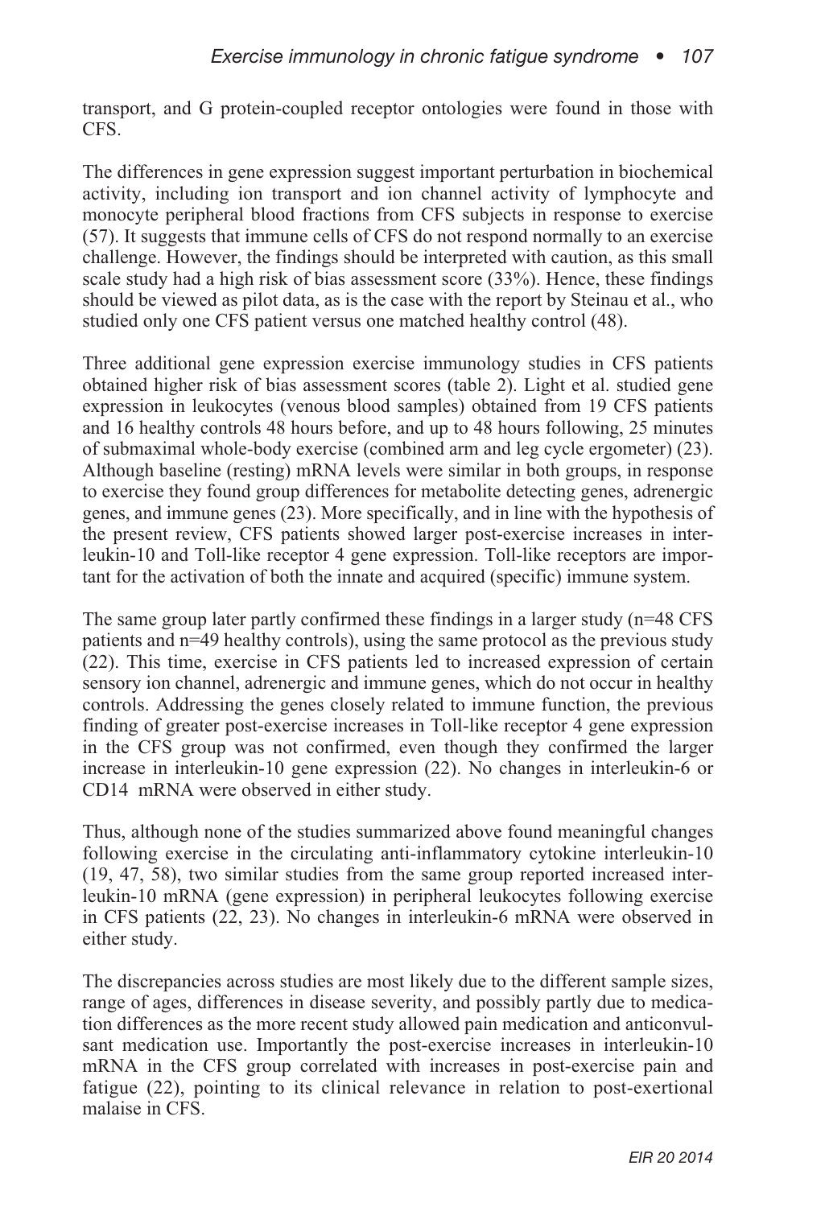transport, and G protein-coupled receptor ontologies were found in those with CFS.

The differences in gene expression suggest important perturbation in biochemical activity, including ion transport and ion channel activity of lymphocyte and monocyte peripheral blood fractions from CFS subjects in response to exercise (57). It suggests that immune cells of CFS do not respond normally to an exercise challenge. However, the findings should be interpreted with caution, as this small scale study had a high risk of bias assessment score (33%). Hence, these findings should be viewed as pilot data, as is the case with the report by Steinau et al., who studied only one CFS patient versus one matched healthy control (48).

Three additional gene expression exercise immunology studies in CFS patients obtained higher risk of bias assessment scores (table 2). Light et al. studied gene expression in leukocytes (venous blood samples) obtained from 19 CFS patients and 16 healthy controls 48 hours before, and up to 48 hours following, 25 minutes of submaximal whole-body exercise (combined arm and leg cycle ergometer) (23). Although baseline (resting) mRNA levels were similar in both groups, in response to exercise they found group differences for metabolite detecting genes, adrenergic genes, and immune genes (23). More specifically, and in line with the hypothesis of the present review, CFS patients showed larger post-exercise increases in interleukin-10 and Toll-like receptor 4 gene expression. Toll-like receptors are important for the activation of both the innate and acquired (specific) immune system.

The same group later partly confirmed these findings in a larger study (n=48 CFS patients and n=49 healthy controls), using the same protocol as the previous study (22). This time, exercise in CFS patients led to increased expression of certain sensory ion channel, adrenergic and immune genes, which do not occur in healthy controls. Addressing the genes closely related to immune function, the previous finding of greater post-exercise increases in Toll-like receptor 4 gene expression in the CFS group was not confirmed, even though they confirmed the larger increase in interleukin-10 gene expression (22). No changes in interleukin-6 or CD14 mRNA were observed in either study.

Thus, although none of the studies summarized above found meaningful changes following exercise in the circulating anti-inflammatory cytokine interleukin-10 (19, 47, 58), two similar studies from the same group reported increased interleukin-10 mRNA (gene expression) in peripheral leukocytes following exercise in CFS patients (22, 23). No changes in interleukin-6 mRNA were observed in either study.

The discrepancies across studies are most likely due to the different sample sizes, range of ages, differences in disease severity, and possibly partly due to medication differences as the more recent study allowed pain medication and anticonvulsant medication use. Importantly the post-exercise increases in interleukin-10 mRNA in the CFS group correlated with increases in post-exercise pain and fatigue (22), pointing to its clinical relevance in relation to post-exertional malaise in CFS.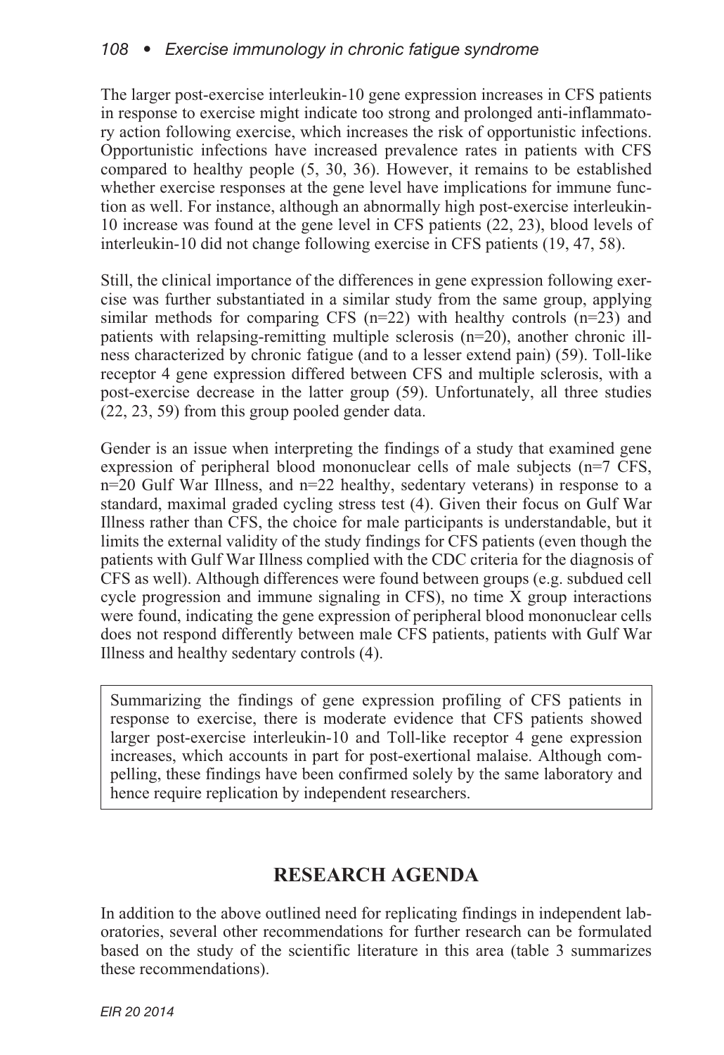The larger post-exercise interleukin-10 gene expression increases in CFS patients in response to exercise might indicate too strong and prolonged anti-inflammatory action following exercise, which increases the risk of opportunistic infections. Opportunistic infections have increased prevalence rates in patients with CFS compared to healthy people (5, 30, 36). However, it remains to be established whether exercise responses at the gene level have implications for immune function as well. For instance, although an abnormally high post-exercise interleukin-10 increase was found at the gene level in CFS patients (22, 23), blood levels of interleukin-10 did not change following exercise in CFS patients (19, 47, 58).

Still, the clinical importance of the differences in gene expression following exercise was further substantiated in a similar study from the same group, applying similar methods for comparing CFS (n=22) with healthy controls (n=23) and patients with relapsing-remitting multiple sclerosis (n=20), another chronic illness characterized by chronic fatigue (and to a lesser extend pain) (59). Toll-like receptor 4 gene expression differed between CFS and multiple sclerosis, with a post-exercise decrease in the latter group (59). Unfortunately, all three studies (22, 23, 59) from this group pooled gender data.

Gender is an issue when interpreting the findings of a study that examined gene expression of peripheral blood mononuclear cells of male subjects (n=7 CFS, n=20 Gulf War Illness, and n=22 healthy, sedentary veterans) in response to a standard, maximal graded cycling stress test (4). Given their focus on Gulf War Illness rather than CFS, the choice for male participants is understandable, but it limits the external validity of the study findings for CFS patients (even though the patients with Gulf War Illness complied with the CDC criteria for the diagnosis of CFS as well). Although differences were found between groups (e.g. subdued cell cycle progression and immune signaling in CFS), no time X group interactions were found, indicating the gene expression of peripheral blood mononuclear cells does not respond differently between male CFS patients, patients with Gulf War Illness and healthy sedentary controls (4).

> Summarizing the findings of gene expression profiling of CFS patients in response to exercise, there is moderate evidence that CFS patients showed larger post-exercise interleukin-10 and Toll-like receptor 4 gene expression increases, which accounts in part for post-exertional malaise. Although compelling, these findings have been confirmed solely by the same laboratory and hence require replication by independent researchers.

## RESEARCH AGENDA

In addition to the above outlined need for replicating findings in independent laboratories, several other recommendations for further research can be formulated based on the study of the scientific literature in this area (table 3 summarizes these recommendations).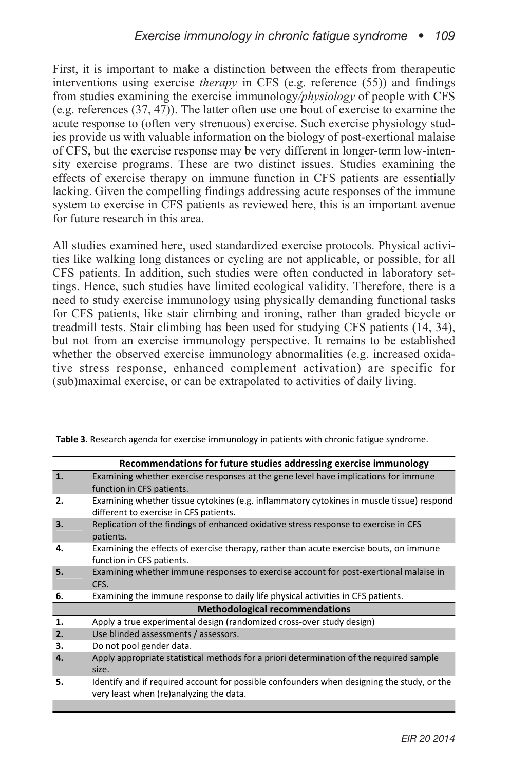First, it is important to make a distinction between the effects from therapeutic interventions using exercise *therapy* in CFS (e.g. reference (55)) and findings from studies examining the exercise immunology/*physiology* of people with CFS (e.g. references (37, 47)). The latter often use one bout of exercise to examine the acute response to (often very strenuous) exercise. Such exercise physiology studies provide us with valuable information on the biology of post-exertional malaise of CFS, but the exercise response may be very different in longer-term low-intensity exercise programs. These are two distinct issues. Studies examining the effects of exercise therapy on immune function in CFS patients are essentially lacking. Given the compelling findings addressing acute responses of the immune system to exercise in CFS patients as reviewed here, this is an important avenue for future research in this area.

All studies examined here, used standardized exercise protocols. Physical activities like walking long distances or cycling are not applicable, or possible, for all CFS patients. In addition, such studies were often conducted in laboratory settings. Hence, such studies have limited ecological validity. Therefore, there is a need to study exercise immunology using physically demanding functional tasks for CFS patients, like stair climbing and ironing, rather than graded bicycle or treadmill tests. Stair climbing has been used for studying CFS patients (14, 34), but not from an exercise immunology perspective. It remains to be established whether the observed exercise immunology abnormalities (e.g. increased oxidative stress response, enhanced complement activation) are specific for (sub)maximal exercise, or can be extrapolated to activities of daily living.

**Table 3**. Research agenda for exercise immunology in patients with chronic fatigue syndrome.

| | **Recommendations for future studies addressing exercise immunology** |
|---|---|
| **1.** | Examining whether exercise responses at the gene level have implications for immune function in CFS patients. |
| **2.** | Examining whether tissue cytokines (e.g. inflammatory cytokines in muscle tissue) respond different to exercise in CFS patients. |
| **3.** | Replication of the findings of enhanced oxidative stress response to exercise in CFS patients. |
| **4.** | Examining the effects of exercise therapy, rather than acute exercise bouts, on immune function in CFS patients. |
| **5.** | Examining whether immune responses to exercise account for post-exertional malaise in CFS. |
| **6.** | Examining the immune response to daily life physical activities in CFS patients. |
| | **Methodological recommendations** |
| **1.** | Apply a true experimental design (randomized cross-over study design) |
| **2.** | Use blinded assessments / assessors. |
| **3.** | Do not pool gender data. |
| **4.** | Apply appropriate statistical methods for a priori determination of the required sample size. |
| **5.** | Identify and if required account for possible confounders when designing the study, or the very least when (re)analyzing the data. |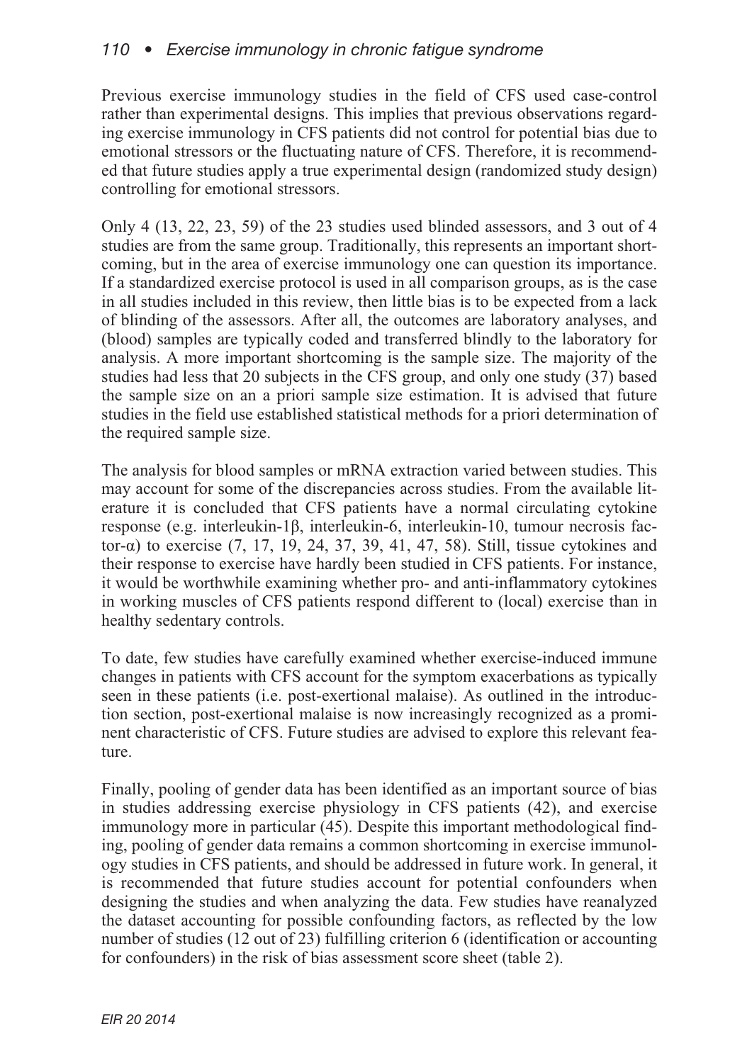Previous exercise immunology studies in the field of CFS used case-control rather than experimental designs. This implies that previous observations regarding exercise immunology in CFS patients did not control for potential bias due to emotional stressors or the fluctuating nature of CFS. Therefore, it is recommended that future studies apply a true experimental design (randomized study design) controlling for emotional stressors.

Only 4 (13, 22, 23, 59) of the 23 studies used blinded assessors, and 3 out of 4 studies are from the same group. Traditionally, this represents an important shortcoming, but in the area of exercise immunology one can question its importance. If a standardized exercise protocol is used in all comparison groups, as is the case in all studies included in this review, then little bias is to be expected from a lack of blinding of the assessors. After all, the outcomes are laboratory analyses, and (blood) samples are typically coded and transferred blindly to the laboratory for analysis. A more important shortcoming is the sample size. The majority of the studies had less that 20 subjects in the CFS group, and only one study (37) based the sample size on an a priori sample size estimation. It is advised that future studies in the field use established statistical methods for a priori determination of the required sample size.

The analysis for blood samples or mRNA extraction varied between studies. This may account for some of the discrepancies across studies. From the available literature it is concluded that CFS patients have a normal circulating cytokine response (e.g. interleukin-1β, interleukin-6, interleukin-10, tumour necrosis factor-α) to exercise (7, 17, 19, 24, 37, 39, 41, 47, 58). Still, tissue cytokines and their response to exercise have hardly been studied in CFS patients. For instance, it would be worthwhile examining whether pro- and anti-inflammatory cytokines in working muscles of CFS patients respond different to (local) exercise than in healthy sedentary controls.

To date, few studies have carefully examined whether exercise-induced immune changes in patients with CFS account for the symptom exacerbations as typically seen in these patients (i.e. post-exertional malaise). As outlined in the introduction section, post-exertional malaise is now increasingly recognized as a prominent characteristic of CFS. Future studies are advised to explore this relevant feature.

Finally, pooling of gender data has been identified as an important source of bias in studies addressing exercise physiology in CFS patients (42), and exercise immunology more in particular (45). Despite this important methodological finding, pooling of gender data remains a common shortcoming in exercise immunology studies in CFS patients, and should be addressed in future work. In general, it is recommended that future studies account for potential confounders when designing the studies and when analyzing the data. Few studies have reanalyzed the dataset accounting for possible confounding factors, as reflected by the low number of studies (12 out of 23) fulfilling criterion 6 (identification or accounting for confounders) in the risk of bias assessment score sheet (table 2).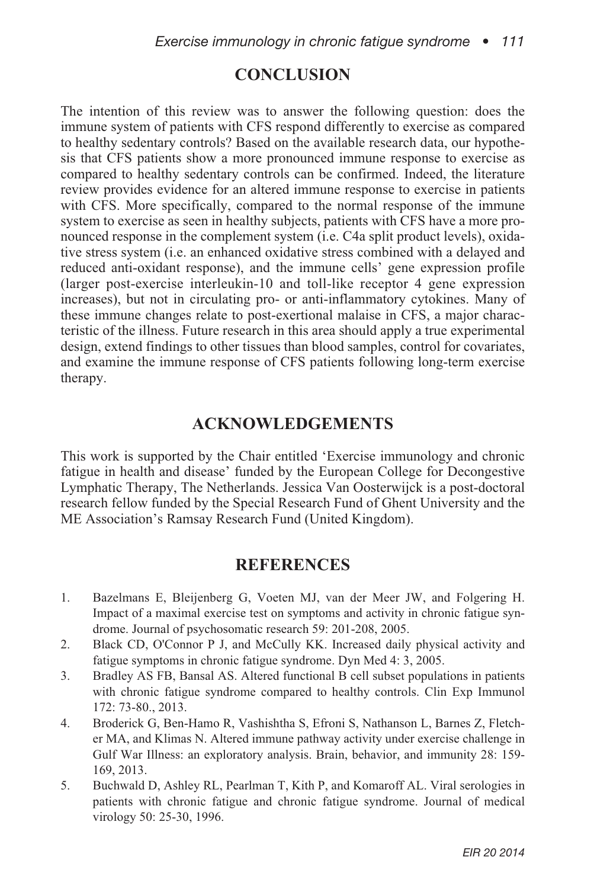## CONCLUSION

The intention of this review was to answer the following question: does the immune system of patients with CFS respond differently to exercise as compared to healthy sedentary controls? Based on the available research data, our hypothesis that CFS patients show a more pronounced immune response to exercise as compared to healthy sedentary controls can be confirmed. Indeed, the literature review provides evidence for an altered immune response to exercise in patients with CFS. More specifically, compared to the normal response of the immune system to exercise as seen in healthy subjects, patients with CFS have a more pronounced response in the complement system (i.e. C4a split product levels), oxidative stress system (i.e. an enhanced oxidative stress combined with a delayed and reduced anti-oxidant response), and the immune cells' gene expression profile (larger post-exercise interleukin-10 and toll-like receptor 4 gene expression increases), but not in circulating pro- or anti-inflammatory cytokines. Many of these immune changes relate to post-exertional malaise in CFS, a major characteristic of the illness. Future research in this area should apply a true experimental design, extend findings to other tissues than blood samples, control for covariates, and examine the immune response of CFS patients following long-term exercise therapy.

## ACKNOWLEDGEMENTS

This work is supported by the Chair entitled 'Exercise immunology and chronic fatigue in health and disease' funded by the European College for Decongestive Lymphatic Therapy, The Netherlands. Jessica Van Oosterwijck is a post-doctoral research fellow funded by the Special Research Fund of Ghent University and the ME Association's Ramsay Research Fund (United Kingdom).

## REFERENCES

1. Bazelmans E, Bleijenberg G, Voeten MJ, van der Meer JW, and Folgering H. Impact of a maximal exercise test on symptoms and activity in chronic fatigue syndrome. Journal of psychosomatic research 59: 201-208, 2005.
2. Black CD, O'Connor P J, and McCully KK. Increased daily physical activity and fatigue symptoms in chronic fatigue syndrome. Dyn Med 4: 3, 2005.
3. Bradley AS FB, Bansal AS. Altered functional B cell subset populations in patients with chronic fatigue syndrome compared to healthy controls. Clin Exp Immunol 172: 73-80., 2013.
4. Broderick G, Ben-Hamo R, Vashishtha S, Efroni S, Nathanson L, Barnes Z, Fletcher MA, and Klimas N. Altered immune pathway activity under exercise challenge in Gulf War Illness: an exploratory analysis. Brain, behavior, and immunity 28: 159-169, 2013.
5. Buchwald D, Ashley RL, Pearlman T, Kith P, and Komaroff AL. Viral serologies in patients with chronic fatigue and chronic fatigue syndrome. Journal of medical virology 50: 25-30, 1996.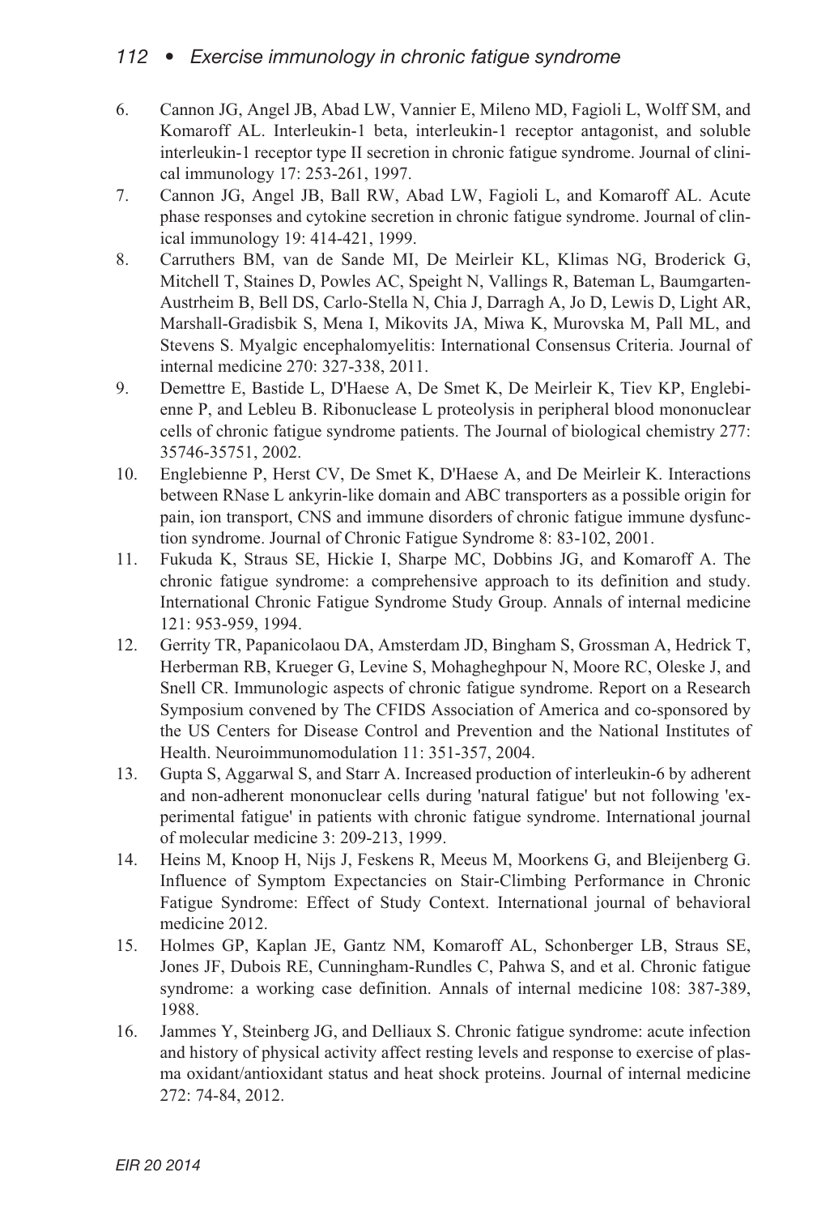6. Cannon JG, Angel JB, Abad LW, Vannier E, Mileno MD, Fagioli L, Wolff SM, and Komaroff AL. Interleukin-1 beta, interleukin-1 receptor antagonist, and soluble interleukin-1 receptor type II secretion in chronic fatigue syndrome. Journal of clinical immunology 17: 253-261, 1997.
7. Cannon JG, Angel JB, Ball RW, Abad LW, Fagioli L, and Komaroff AL. Acute phase responses and cytokine secretion in chronic fatigue syndrome. Journal of clinical immunology 19: 414-421, 1999.
8. Carruthers BM, van de Sande MI, De Meirleir KL, Klimas NG, Broderick G, Mitchell T, Staines D, Powles AC, Speight N, Vallings R, Bateman L, Baumgarten-Austrheim B, Bell DS, Carlo-Stella N, Chia J, Darragh A, Jo D, Lewis D, Light AR, Marshall-Gradisbik S, Mena I, Mikovits JA, Miwa K, Murovska M, Pall ML, and Stevens S. Myalgic encephalomyelitis: International Consensus Criteria. Journal of internal medicine 270: 327-338, 2011.
9. Demettre E, Bastide L, D'Haese A, De Smet K, De Meirleir K, Tiev KP, Englebienne P, and Lebleu B. Ribonuclease L proteolysis in peripheral blood mononuclear cells of chronic fatigue syndrome patients. The Journal of biological chemistry 277: 35746-35751, 2002.
10. Englebienne P, Herst CV, De Smet K, D'Haese A, and De Meirleir K. Interactions between RNase L ankyrin-like domain and ABC transporters as a possible origin for pain, ion transport, CNS and immune disorders of chronic fatigue immune dysfunction syndrome. Journal of Chronic Fatigue Syndrome 8: 83-102, 2001.
11. Fukuda K, Straus SE, Hickie I, Sharpe MC, Dobbins JG, and Komaroff A. The chronic fatigue syndrome: a comprehensive approach to its definition and study. International Chronic Fatigue Syndrome Study Group. Annals of internal medicine 121: 953-959, 1994.
12. Gerrity TR, Papanicolaou DA, Amsterdam JD, Bingham S, Grossman A, Hedrick T, Herberman RB, Krueger G, Levine S, Mohagheghpour N, Moore RC, Oleske J, and Snell CR. Immunologic aspects of chronic fatigue syndrome. Report on a Research Symposium convened by The CFIDS Association of America and co-sponsored by the US Centers for Disease Control and Prevention and the National Institutes of Health. Neuroimmunomodulation 11: 351-357, 2004.
13. Gupta S, Aggarwal S, and Starr A. Increased production of interleukin-6 by adherent and non-adherent mononuclear cells during 'natural fatigue' but not following 'experimental fatigue' in patients with chronic fatigue syndrome. International journal of molecular medicine 3: 209-213, 1999.
14. Heins M, Knoop H, Nijs J, Feskens R, Meeus M, Moorkens G, and Bleijenberg G. Influence of Symptom Expectancies on Stair-Climbing Performance in Chronic Fatigue Syndrome: Effect of Study Context. International journal of behavioral medicine 2012.
15. Holmes GP, Kaplan JE, Gantz NM, Komaroff AL, Schonberger LB, Straus SE, Jones JF, Dubois RE, Cunningham-Rundles C, Pahwa S, and et al. Chronic fatigue syndrome: a working case definition. Annals of internal medicine 108: 387-389, 1988.
16. Jammes Y, Steinberg JG, and Delliaux S. Chronic fatigue syndrome: acute infection and history of physical activity affect resting levels and response to exercise of plasma oxidant/antioxidant status and heat shock proteins. Journal of internal medicine 272: 74-84, 2012.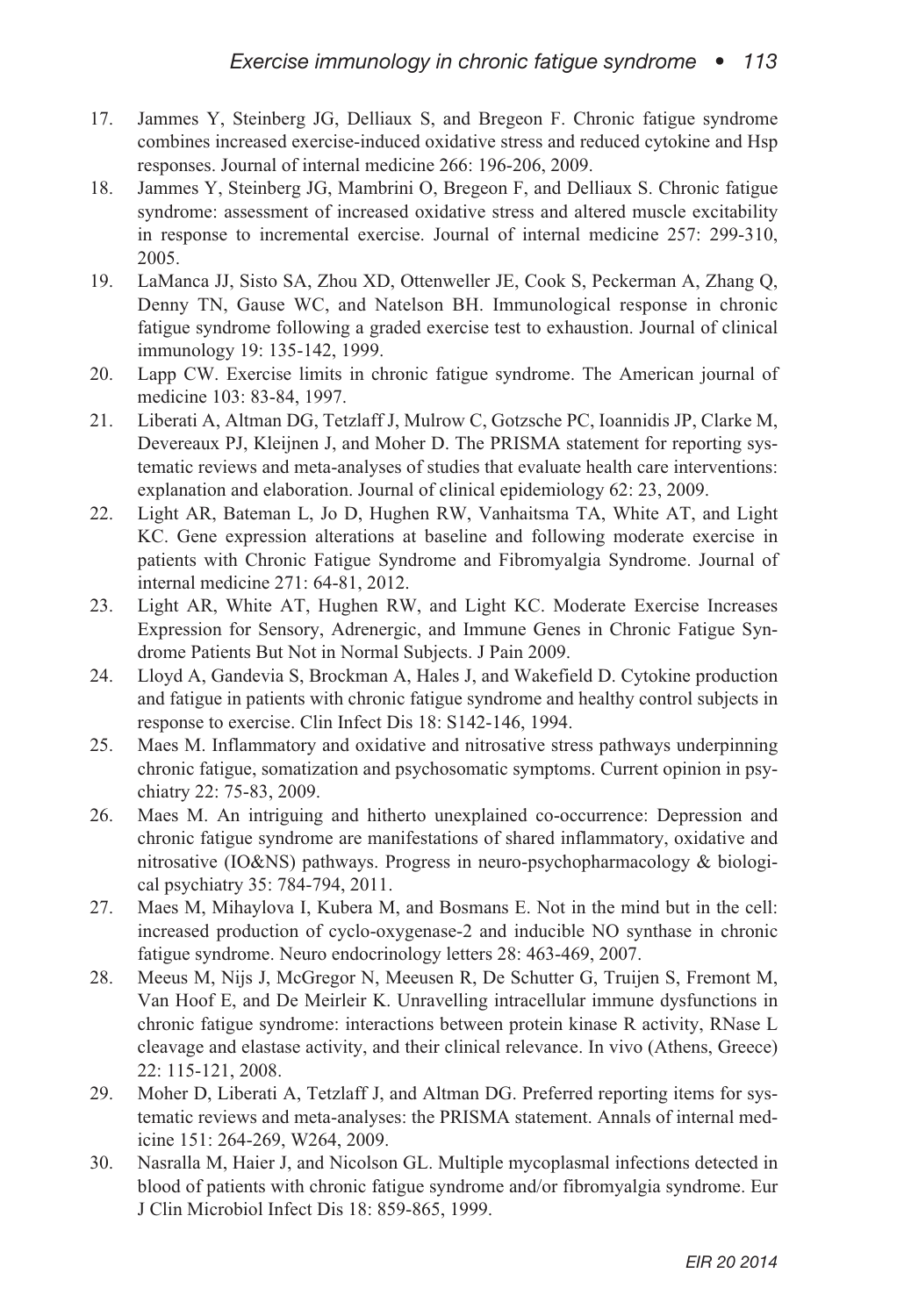17. Jammes Y, Steinberg JG, Delliaux S, and Bregeon F. Chronic fatigue syndrome combines increased exercise-induced oxidative stress and reduced cytokine and Hsp responses. Journal of internal medicine 266: 196-206, 2009.
18. Jammes Y, Steinberg JG, Mambrini O, Bregeon F, and Delliaux S. Chronic fatigue syndrome: assessment of increased oxidative stress and altered muscle excitability in response to incremental exercise. Journal of internal medicine 257: 299-310, 2005.
19. LaManca JJ, Sisto SA, Zhou XD, Ottenweller JE, Cook S, Peckerman A, Zhang Q, Denny TN, Gause WC, and Natelson BH. Immunological response in chronic fatigue syndrome following a graded exercise test to exhaustion. Journal of clinical immunology 19: 135-142, 1999.
20. Lapp CW. Exercise limits in chronic fatigue syndrome. The American journal of medicine 103: 83-84, 1997.
21. Liberati A, Altman DG, Tetzlaff J, Mulrow C, Gotzsche PC, Ioannidis JP, Clarke M, Devereaux PJ, Kleijnen J, and Moher D. The PRISMA statement for reporting systematic reviews and meta-analyses of studies that evaluate health care interventions: explanation and elaboration. Journal of clinical epidemiology 62: 23, 2009.
22. Light AR, Bateman L, Jo D, Hughen RW, Vanhaitsma TA, White AT, and Light KC. Gene expression alterations at baseline and following moderate exercise in patients with Chronic Fatigue Syndrome and Fibromyalgia Syndrome. Journal of internal medicine 271: 64-81, 2012.
23. Light AR, White AT, Hughen RW, and Light KC. Moderate Exercise Increases Expression for Sensory, Adrenergic, and Immune Genes in Chronic Fatigue Syndrome Patients But Not in Normal Subjects. J Pain 2009.
24. Lloyd A, Gandevia S, Brockman A, Hales J, and Wakefield D. Cytokine production and fatigue in patients with chronic fatigue syndrome and healthy control subjects in response to exercise. Clin Infect Dis 18: S142-146, 1994.
25. Maes M. Inflammatory and oxidative and nitrosative stress pathways underpinning chronic fatigue, somatization and psychosomatic symptoms. Current opinion in psychiatry 22: 75-83, 2009.
26. Maes M. An intriguing and hitherto unexplained co-occurrence: Depression and chronic fatigue syndrome are manifestations of shared inflammatory, oxidative and nitrosative (IO&NS) pathways. Progress in neuro-psychopharmacology & biological psychiatry 35: 784-794, 2011.
27. Maes M, Mihaylova I, Kubera M, and Bosmans E. Not in the mind but in the cell: increased production of cyclo-oxygenase-2 and inducible NO synthase in chronic fatigue syndrome. Neuro endocrinology letters 28: 463-469, 2007.
28. Meeus M, Nijs J, McGregor N, Meeusen R, De Schutter G, Truijen S, Fremont M, Van Hoof E, and De Meirleir K. Unravelling intracellular immune dysfunctions in chronic fatigue syndrome: interactions between protein kinase R activity, RNase L cleavage and elastase activity, and their clinical relevance. In vivo (Athens, Greece) 22: 115-121, 2008.
29. Moher D, Liberati A, Tetzlaff J, and Altman DG. Preferred reporting items for systematic reviews and meta-analyses: the PRISMA statement. Annals of internal medicine 151: 264-269, W264, 2009.
30. Nasralla M, Haier J, and Nicolson GL. Multiple mycoplasmal infections detected in blood of patients with chronic fatigue syndrome and/or fibromyalgia syndrome. Eur J Clin Microbiol Infect Dis 18: 859-865, 1999.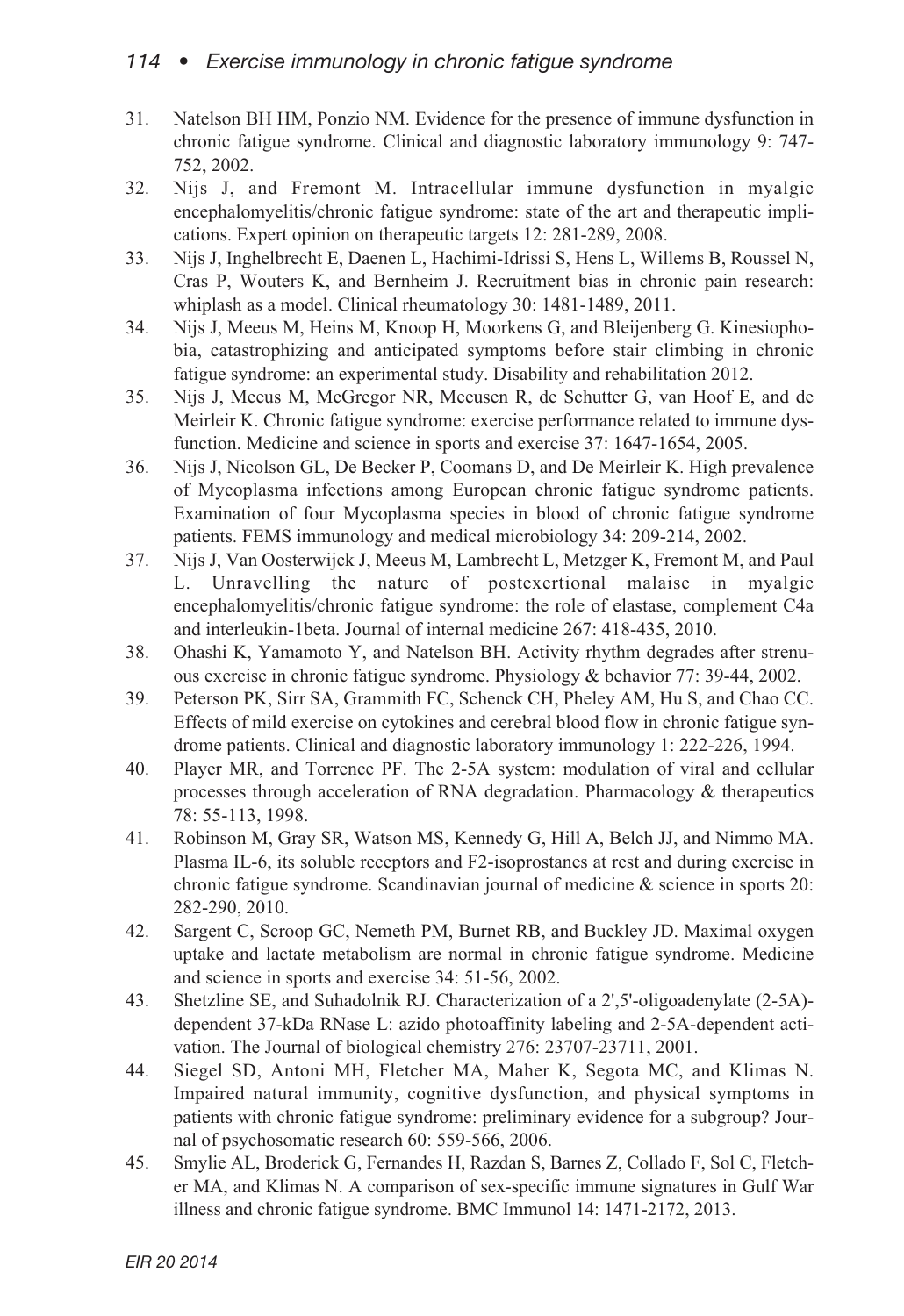31. Natelson BH HM, Ponzio NM. Evidence for the presence of immune dysfunction in chronic fatigue syndrome. Clinical and diagnostic laboratory immunology 9: 747-752, 2002.
32. Nijs J, and Fremont M. Intracellular immune dysfunction in myalgic encephalomyelitis/chronic fatigue syndrome: state of the art and therapeutic implications. Expert opinion on therapeutic targets 12: 281-289, 2008.
33. Nijs J, Inghelbrecht E, Daenen L, Hachimi-Idrissi S, Hens L, Willems B, Roussel N, Cras P, Wouters K, and Bernheim J. Recruitment bias in chronic pain research: whiplash as a model. Clinical rheumatology 30: 1481-1489, 2011.
34. Nijs J, Meeus M, Heins M, Knoop H, Moorkens G, and Bleijenberg G. Kinesiophobia, catastrophizing and anticipated symptoms before stair climbing in chronic fatigue syndrome: an experimental study. Disability and rehabilitation 2012.
35. Nijs J, Meeus M, McGregor NR, Meeusen R, de Schutter G, van Hoof E, and de Meirleir K. Chronic fatigue syndrome: exercise performance related to immune dysfunction. Medicine and science in sports and exercise 37: 1647-1654, 2005.
36. Nijs J, Nicolson GL, De Becker P, Coomans D, and De Meirleir K. High prevalence of Mycoplasma infections among European chronic fatigue syndrome patients. Examination of four Mycoplasma species in blood of chronic fatigue syndrome patients. FEMS immunology and medical microbiology 34: 209-214, 2002.
37. Nijs J, Van Oosterwijck J, Meeus M, Lambrecht L, Metzger K, Fremont M, and Paul L. Unravelling the nature of postexertional malaise in myalgic encephalomyelitis/chronic fatigue syndrome: the role of elastase, complement C4a and interleukin-1beta. Journal of internal medicine 267: 418-435, 2010.
38. Ohashi K, Yamamoto Y, and Natelson BH. Activity rhythm degrades after strenuous exercise in chronic fatigue syndrome. Physiology & behavior 77: 39-44, 2002.
39. Peterson PK, Sirr SA, Grammith FC, Schenck CH, Pheley AM, Hu S, and Chao CC. Effects of mild exercise on cytokines and cerebral blood flow in chronic fatigue syndrome patients. Clinical and diagnostic laboratory immunology 1: 222-226, 1994.
40. Player MR, and Torrence PF. The 2-5A system: modulation of viral and cellular processes through acceleration of RNA degradation. Pharmacology & therapeutics 78: 55-113, 1998.
41. Robinson M, Gray SR, Watson MS, Kennedy G, Hill A, Belch JJ, and Nimmo MA. Plasma IL-6, its soluble receptors and F2-isoprostanes at rest and during exercise in chronic fatigue syndrome. Scandinavian journal of medicine & science in sports 20: 282-290, 2010.
42. Sargent C, Scroop GC, Nemeth PM, Burnet RB, and Buckley JD. Maximal oxygen uptake and lactate metabolism are normal in chronic fatigue syndrome. Medicine and science in sports and exercise 34: 51-56, 2002.
43. Shetzline SE, and Suhadolnik RJ. Characterization of a 2',5'-oligoadenylate (2-5A)-dependent 37-kDa RNase L: azido photoaffinity labeling and 2-5A-dependent activation. The Journal of biological chemistry 276: 23707-23711, 2001.
44. Siegel SD, Antoni MH, Fletcher MA, Maher K, Segota MC, and Klimas N. Impaired natural immunity, cognitive dysfunction, and physical symptoms in patients with chronic fatigue syndrome: preliminary evidence for a subgroup? Journal of psychosomatic research 60: 559-566, 2006.
45. Smylie AL, Broderick G, Fernandes H, Razdan S, Barnes Z, Collado F, Sol C, Fletcher MA, and Klimas N. A comparison of sex-specific immune signatures in Gulf War illness and chronic fatigue syndrome. BMC Immunol 14: 1471-2172, 2013.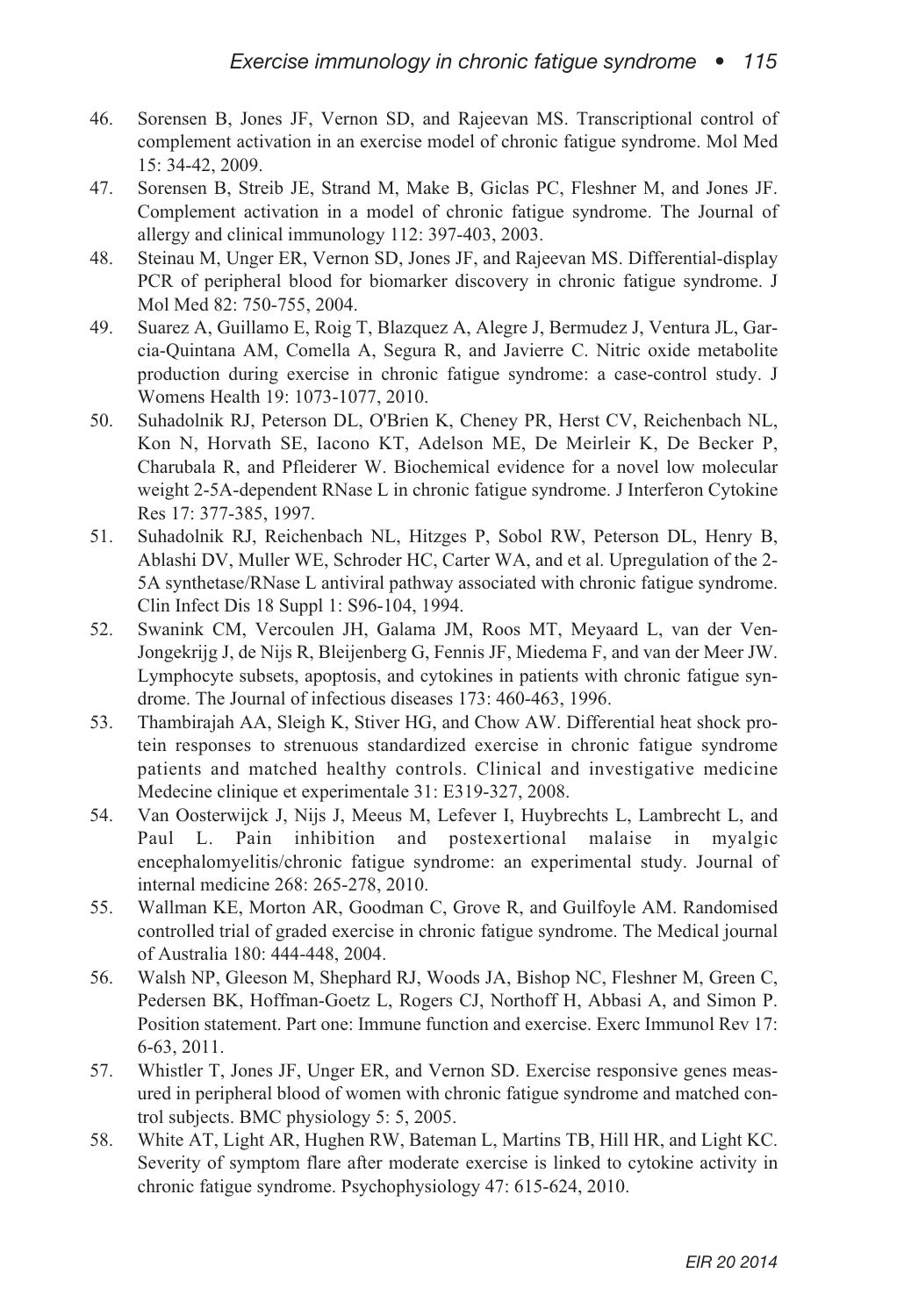46. Sorensen B, Jones JF, Vernon SD, and Rajeevan MS. Transcriptional control of complement activation in an exercise model of chronic fatigue syndrome. Mol Med 15: 34-42, 2009.
47. Sorensen B, Streib JE, Strand M, Make B, Giclas PC, Fleshner M, and Jones JF. Complement activation in a model of chronic fatigue syndrome. The Journal of allergy and clinical immunology 112: 397-403, 2003.
48. Steinau M, Unger ER, Vernon SD, Jones JF, and Rajeevan MS. Differential-display PCR of peripheral blood for biomarker discovery in chronic fatigue syndrome. J Mol Med 82: 750-755, 2004.
49. Suarez A, Guillamo E, Roig T, Blazquez A, Alegre J, Bermudez J, Ventura JL, Garcia-Quintana AM, Comella A, Segura R, and Javierre C. Nitric oxide metabolite production during exercise in chronic fatigue syndrome: a case-control study. J Womens Health 19: 1073-1077, 2010.
50. Suhadolnik RJ, Peterson DL, O'Brien K, Cheney PR, Herst CV, Reichenbach NL, Kon N, Horvath SE, Iacono KT, Adelson ME, De Meirleir K, De Becker P, Charubala R, and Pfleiderer W. Biochemical evidence for a novel low molecular weight 2-5A-dependent RNase L in chronic fatigue syndrome. J Interferon Cytokine Res 17: 377-385, 1997.
51. Suhadolnik RJ, Reichenbach NL, Hitzges P, Sobol RW, Peterson DL, Henry B, Ablashi DV, Muller WE, Schroder HC, Carter WA, and et al. Upregulation of the 2-5A synthetase/RNase L antiviral pathway associated with chronic fatigue syndrome. Clin Infect Dis 18 Suppl 1: S96-104, 1994.
52. Swanink CM, Vercoulen JH, Galama JM, Roos MT, Meyaard L, van der Ven-Jongekrijg J, de Nijs R, Bleijenberg G, Fennis JF, Miedema F, and van der Meer JW. Lymphocyte subsets, apoptosis, and cytokines in patients with chronic fatigue syndrome. The Journal of infectious diseases 173: 460-463, 1996.
53. Thambirajah AA, Sleigh K, Stiver HG, and Chow AW. Differential heat shock protein responses to strenuous standardized exercise in chronic fatigue syndrome patients and matched healthy controls. Clinical and investigative medicine Medecine clinique et experimentale 31: E319-327, 2008.
54. Van Oosterwijck J, Nijs J, Meeus M, Lefever I, Huybrechts L, Lambrecht L, and Paul L. Pain inhibition and postexertional malaise in myalgic encephalomyelitis/chronic fatigue syndrome: an experimental study. Journal of internal medicine 268: 265-278, 2010.
55. Wallman KE, Morton AR, Goodman C, Grove R, and Guilfoyle AM. Randomised controlled trial of graded exercise in chronic fatigue syndrome. The Medical journal of Australia 180: 444-448, 2004.
56. Walsh NP, Gleeson M, Shephard RJ, Woods JA, Bishop NC, Fleshner M, Green C, Pedersen BK, Hoffman-Goetz L, Rogers CJ, Northoff H, Abbasi A, and Simon P. Position statement. Part one: Immune function and exercise. Exerc Immunol Rev 17: 6-63, 2011.
57. Whistler T, Jones JF, Unger ER, and Vernon SD. Exercise responsive genes measured in peripheral blood of women with chronic fatigue syndrome and matched control subjects. BMC physiology 5: 5, 2005.
58. White AT, Light AR, Hughen RW, Bateman L, Martins TB, Hill HR, and Light KC. Severity of symptom flare after moderate exercise is linked to cytokine activity in chronic fatigue syndrome. Psychophysiology 47: 615-624, 2010.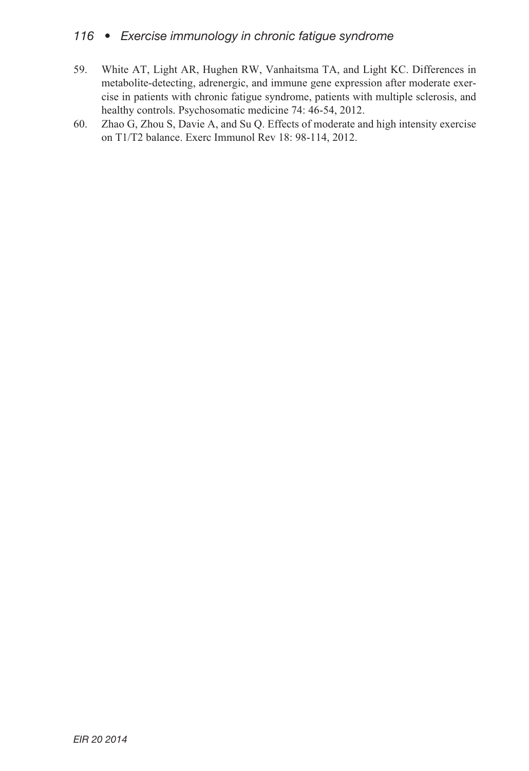59. White AT, Light AR, Hughen RW, Vanhaitsma TA, and Light KC. Differences in metabolite-detecting, adrenergic, and immune gene expression after moderate exercise in patients with chronic fatigue syndrome, patients with multiple sclerosis, and healthy controls. Psychosomatic medicine 74: 46-54, 2012.
60. Zhao G, Zhou S, Davie A, and Su Q. Effects of moderate and high intensity exercise on T1/T2 balance. Exerc Immunol Rev 18: 98-114, 2012.